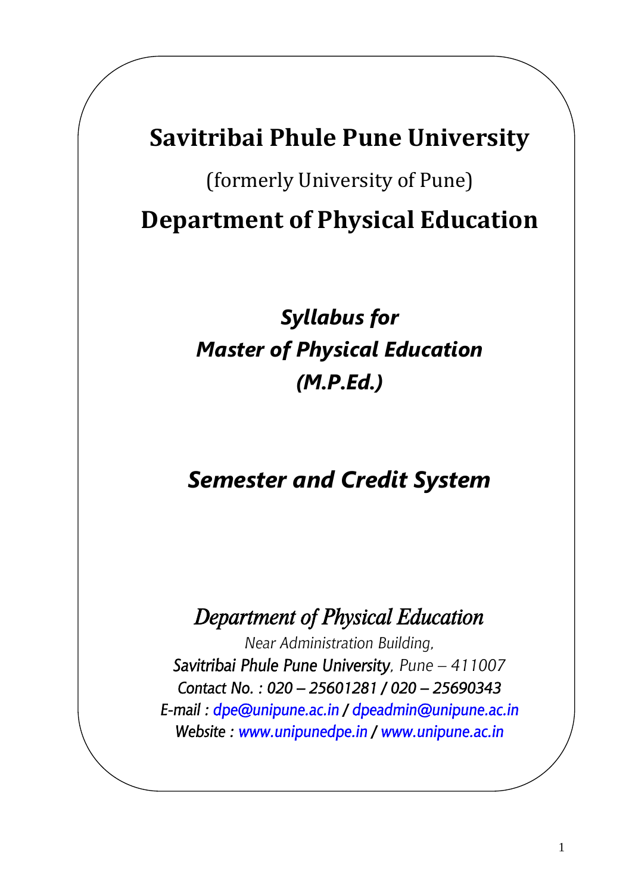# Savitribai Phule Pune University

(formerly University of Pune)

# Department of Physical Education

***Syllabus for***

***Master of Physical Education***

***(M.P.Ed.)***

***Semester and Credit System***

*Department of Physical Education*

*Near Administration Building,*

*Savitribai Phule Pune University, Pune – 411007*

*Contact No. : 020 – 25601281 / 020 – 25690343*

*E-mail : dpe@unipune.ac.in / dpeadmin@unipune.ac.in*

*Website : www.unipunedpe.in / www.unipune.ac.in*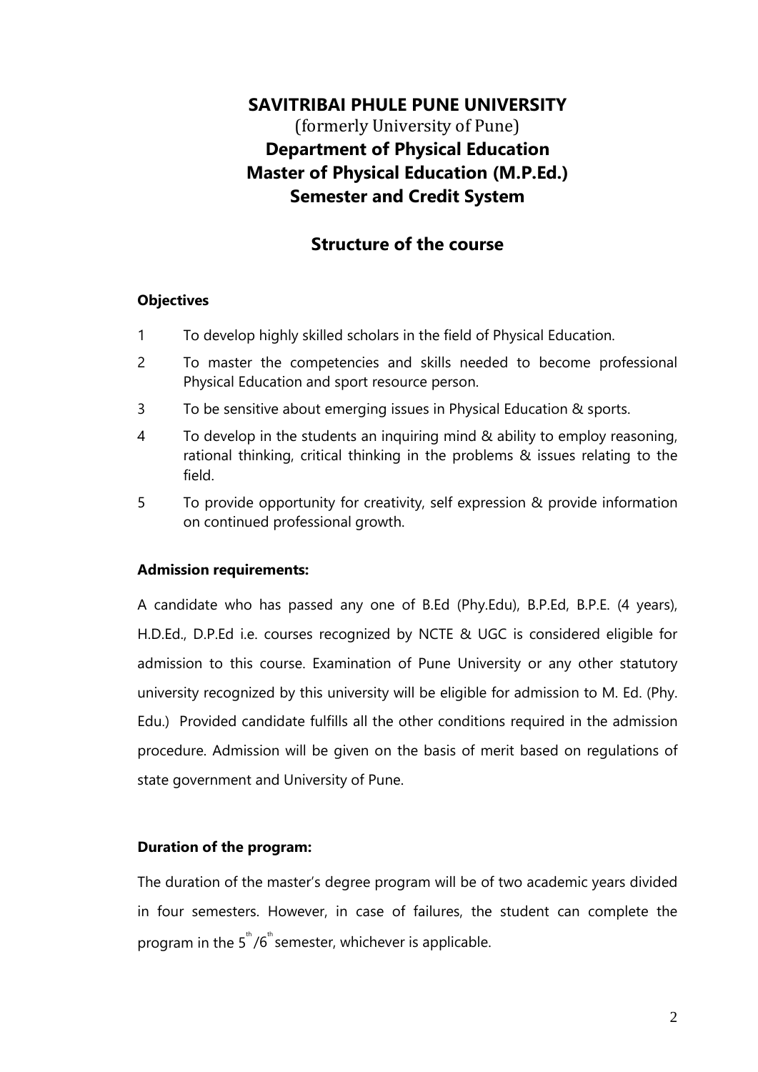# SAVITRIBAI PHULE PUNE UNIVERSITY

(formerly University of Pune)

## Department of Physical Education

## Master of Physical Education (M.P.Ed.)

## Semester and Credit System

## Structure of the course

### Objectives

1. To develop highly skilled scholars in the field of Physical Education.
2. To master the competencies and skills needed to become professional Physical Education and sport resource person.
3. To be sensitive about emerging issues in Physical Education & sports.
4. To develop in the students an inquiring mind & ability to employ reasoning, rational thinking, critical thinking in the problems & issues relating to the field.
5. To provide opportunity for creativity, self expression & provide information on continued professional growth.

### Admission requirements:

A candidate who has passed any one of B.Ed (Phy.Edu), B.P.Ed, B.P.E. (4 years), H.D.Ed., D.P.Ed i.e. courses recognized by NCTE & UGC is considered eligible for admission to this course. Examination of Pune University or any other statutory university recognized by this university will be eligible for admission to M. Ed. (Phy. Edu.) Provided candidate fulfills all the other conditions required in the admission procedure. Admission will be given on the basis of merit based on regulations of state government and University of Pune.

### Duration of the program:

The duration of the master's degree program will be of two academic years divided in four semesters. However, in case of failures, the student can complete the program in the 5th/6th semester, whichever is applicable.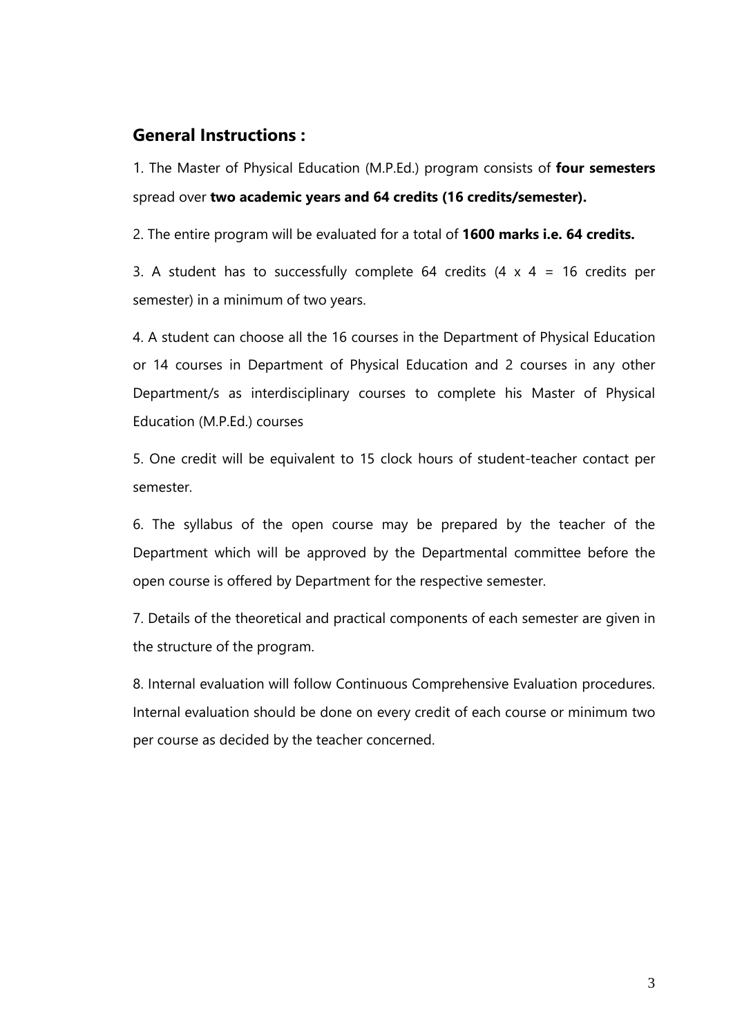## General Instructions :

1. The Master of Physical Education (M.P.Ed.) program consists of **four semesters** spread over **two academic years and 64 credits (16 credits/semester).**

2. The entire program will be evaluated for a total of **1600 marks i.e. 64 credits.**

3. A student has to successfully complete 64 credits (4 x 4 = 16 credits per semester) in a minimum of two years.

4. A student can choose all the 16 courses in the Department of Physical Education or 14 courses in Department of Physical Education and 2 courses in any other Department/s as interdisciplinary courses to complete his Master of Physical Education (M.P.Ed.) courses

5. One credit will be equivalent to 15 clock hours of student-teacher contact per semester.

6. The syllabus of the open course may be prepared by the teacher of the Department which will be approved by the Departmental committee before the open course is offered by Department for the respective semester.

7. Details of the theoretical and practical components of each semester are given in the structure of the program.

8. Internal evaluation will follow Continuous Comprehensive Evaluation procedures. Internal evaluation should be done on every credit of each course or minimum two per course as decided by the teacher concerned.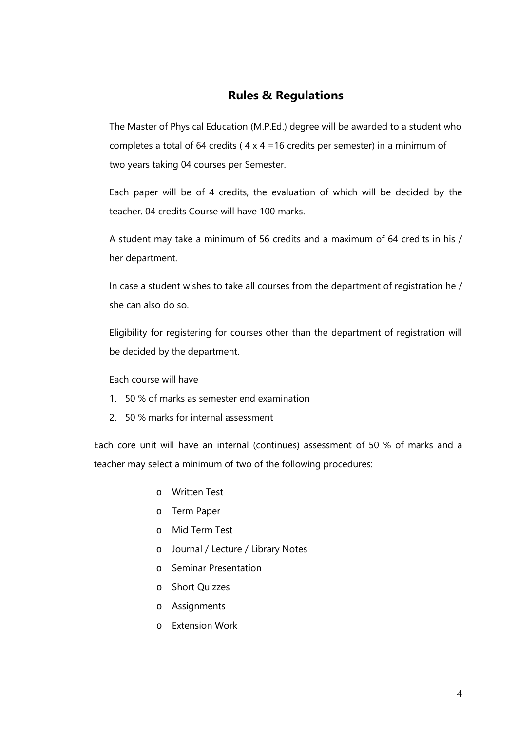## Rules & Regulations

The Master of Physical Education (M.P.Ed.) degree will be awarded to a student who completes a total of 64 credits ( 4 x 4 =16 credits per semester) in a minimum of two years taking 04 courses per Semester.

Each paper will be of 4 credits, the evaluation of which will be decided by the teacher. 04 credits Course will have 100 marks.

A student may take a minimum of 56 credits and a maximum of 64 credits in his / her department.

In case a student wishes to take all courses from the department of registration he / she can also do so.

Eligibility for registering for courses other than the department of registration will be decided by the department.

Each course will have

1. 50 % of marks as semester end examination
2. 50 % marks for internal assessment

Each core unit will have an internal (continues) assessment of 50 % of marks and a teacher may select a minimum of two of the following procedures:

- Written Test
- Term Paper
- Mid Term Test
- Journal / Lecture / Library Notes
- Seminar Presentation
- Short Quizzes
- Assignments
- Extension Work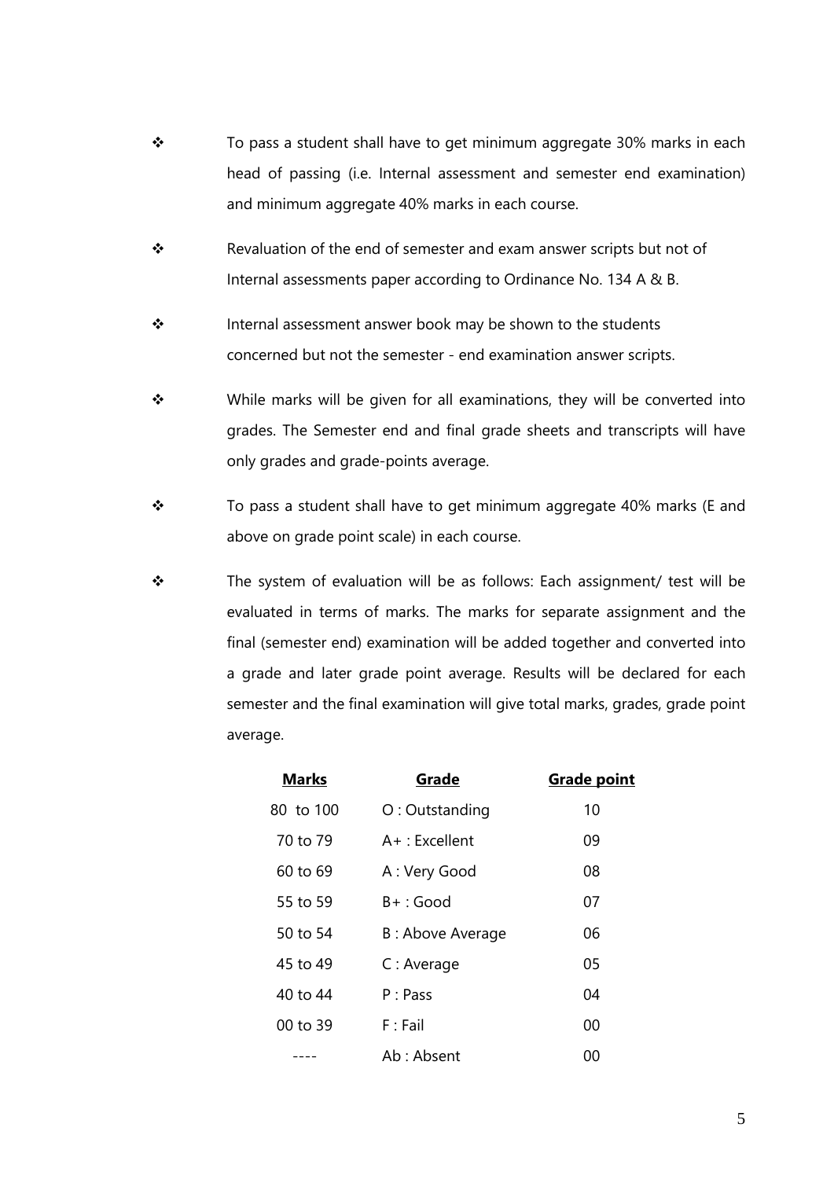- To pass a student shall have to get minimum aggregate 30% marks in each head of passing (i.e. Internal assessment and semester end examination) and minimum aggregate 40% marks in each course.
- Revaluation of the end of semester and exam answer scripts but not of Internal assessments paper according to Ordinance No. 134 A & B.
- Internal assessment answer book may be shown to the students concerned but not the semester - end examination answer scripts.
- While marks will be given for all examinations, they will be converted into grades. The Semester end and final grade sheets and transcripts will have only grades and grade-points average.
- To pass a student shall have to get minimum aggregate 40% marks (E and above on grade point scale) in each course.
- The system of evaluation will be as follows: Each assignment/ test will be evaluated in terms of marks. The marks for separate assignment and the final (semester end) examination will be added together and converted into a grade and later grade point average. Results will be declared for each semester and the final examination will give total marks, grades, grade point average.

| Marks | Grade | Grade point |
|---|---|---|
| 80 to 100 | O : Outstanding | 10 |
| 70 to 79 | A+ : Excellent | 09 |
| 60 to 69 | A : Very Good | 08 |
| 55 to 59 | B+ : Good | 07 |
| 50 to 54 | B : Above Average | 06 |
| 45 to 49 | C : Average | 05 |
| 40 to 44 | P : Pass | 04 |
| 00 to 39 | F : Fail | 00 |
| ---- | Ab : Absent | 00 |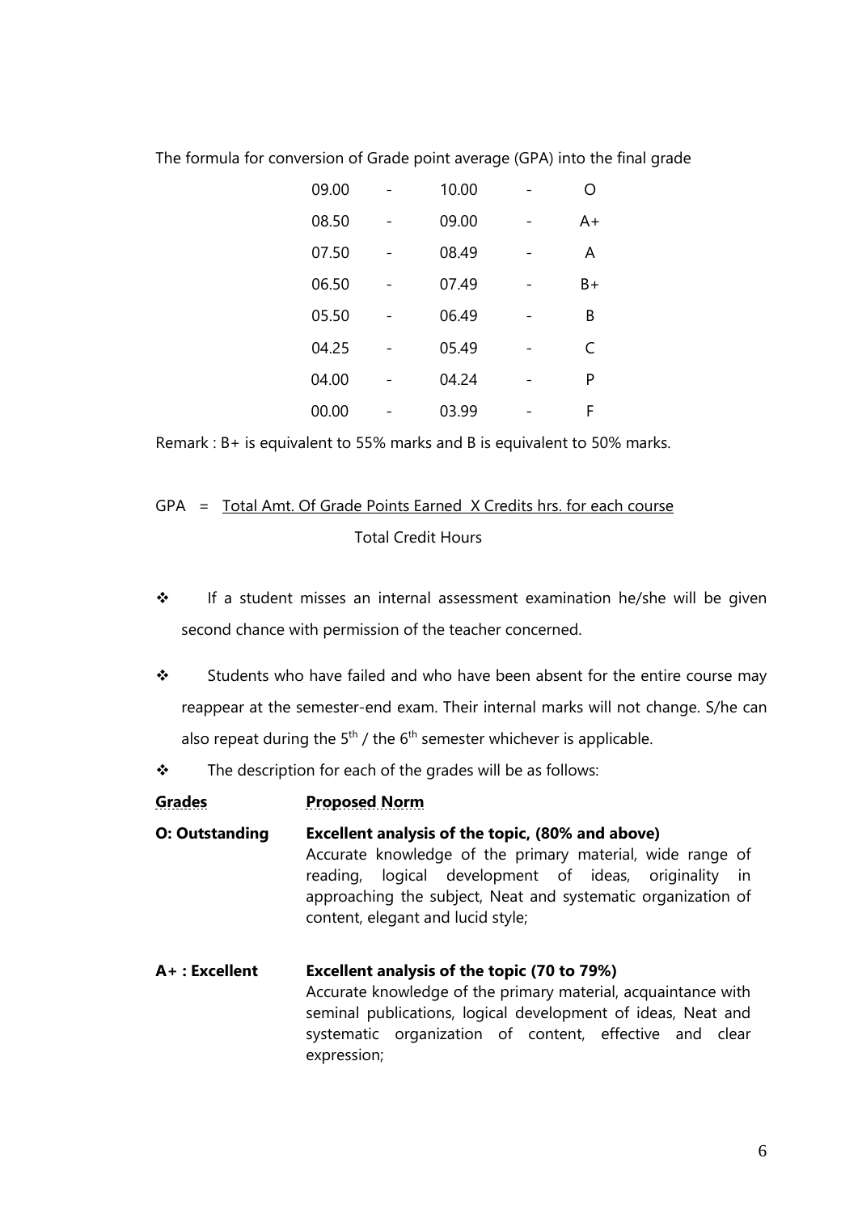The formula for conversion of Grade point average (GPA) into the final grade

| | | | | |
|---|---|---|---|---|
| 09.00 | - | 10.00 | - | O |
| 08.50 | - | 09.00 | - | A+ |
| 07.50 | - | 08.49 | - | A |
| 06.50 | - | 07.49 | - | B+ |
| 05.50 | - | 06.49 | - | B |
| 04.25 | - | 05.49 | - | C |
| 04.00 | - | 04.24 | - | P |
| 00.00 | - | 03.99 | - | F |

Remark : B+ is equivalent to 55% marks and B is equivalent to 50% marks.

$$GPA = \frac{\text{Total Amt. Of Grade Points Earned X Credits hrs. for each course}}{\text{Total Credit Hours}}$$

- If a student misses an internal assessment examination he/she will be given second chance with permission of the teacher concerned.
- Students who have failed and who have been absent for the entire course may reappear at the semester-end exam. Their internal marks will not change. S/he can also repeat during the 5th / the 6th semester whichever is applicable.
- The description for each of the grades will be as follows:

| **Grades** | **Proposed Norm** |
|---|---|
| **O: Outstanding** | **Excellent analysis of the topic, (80% and above)** Accurate knowledge of the primary material, wide range of reading, logical development of ideas, originality in approaching the subject, Neat and systematic organization of content, elegant and lucid style; |
| **A+ : Excellent** | **Excellent analysis of the topic (70 to 79%)** Accurate knowledge of the primary material, acquaintance with seminal publications, logical development of ideas, Neat and systematic organization of content, effective and clear expression; |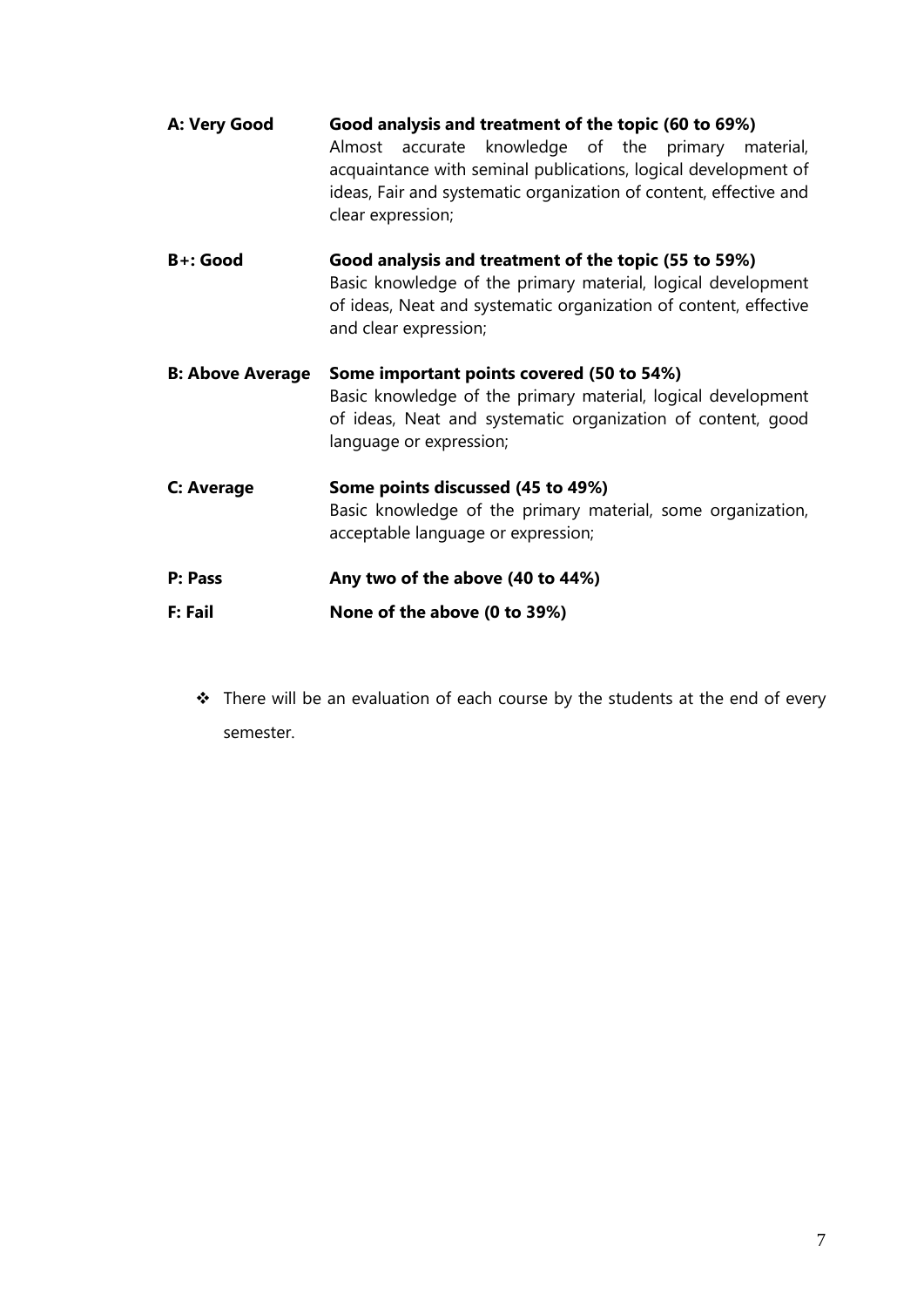**A: Very Good** — **Good analysis and treatment of the topic (60 to 69%)**
Almost accurate knowledge of the primary material, acquaintance with seminal publications, logical development of ideas, Fair and systematic organization of content, effective and clear expression;

**B+: Good** — **Good analysis and treatment of the topic (55 to 59%)**
Basic knowledge of the primary material, logical development of ideas, Neat and systematic organization of content, effective and clear expression;

**B: Above Average** — **Some important points covered (50 to 54%)**
Basic knowledge of the primary material, logical development of ideas, Neat and systematic organization of content, good language or expression;

**C: Average** — **Some points discussed (45 to 49%)**
Basic knowledge of the primary material, some organization, acceptable language or expression;

**P: Pass** — **Any two of the above (40 to 44%)**

**F: Fail** — **None of the above (0 to 39%)**

- There will be an evaluation of each course by the students at the end of every semester.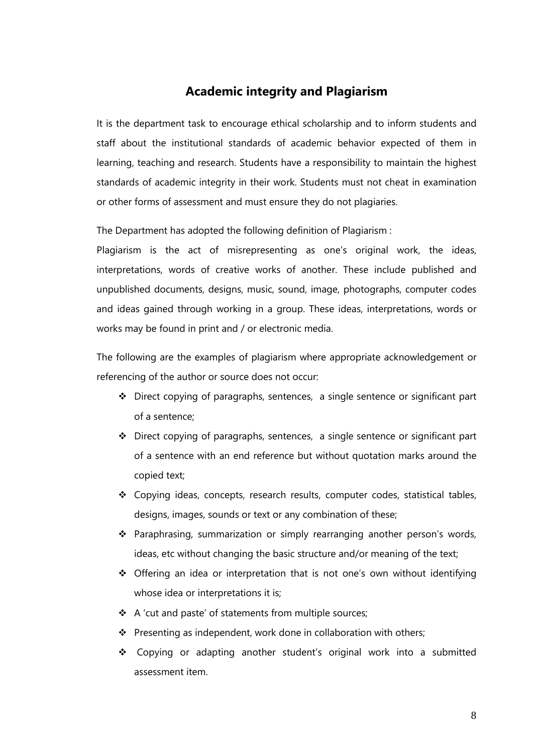## Academic integrity and Plagiarism

It is the department task to encourage ethical scholarship and to inform students and staff about the institutional standards of academic behavior expected of them in learning, teaching and research. Students have a responsibility to maintain the highest standards of academic integrity in their work. Students must not cheat in examination or other forms of assessment and must ensure they do not plagiaries.

The Department has adopted the following definition of Plagiarism :

Plagiarism is the act of misrepresenting as one's original work, the ideas, interpretations, words of creative works of another. These include published and unpublished documents, designs, music, sound, image, photographs, computer codes and ideas gained through working in a group. These ideas, interpretations, words or works may be found in print and / or electronic media.

The following are the examples of plagiarism where appropriate acknowledgement or referencing of the author or source does not occur:

- Direct copying of paragraphs, sentences, a single sentence or significant part of a sentence;
- Direct copying of paragraphs, sentences, a single sentence or significant part of a sentence with an end reference but without quotation marks around the copied text;
- Copying ideas, concepts, research results, computer codes, statistical tables, designs, images, sounds or text or any combination of these;
- Paraphrasing, summarization or simply rearranging another person's words, ideas, etc without changing the basic structure and/or meaning of the text;
- Offering an idea or interpretation that is not one's own without identifying whose idea or interpretations it is;
- A 'cut and paste' of statements from multiple sources;
- Presenting as independent, work done in collaboration with others;
- Copying or adapting another student's original work into a submitted assessment item.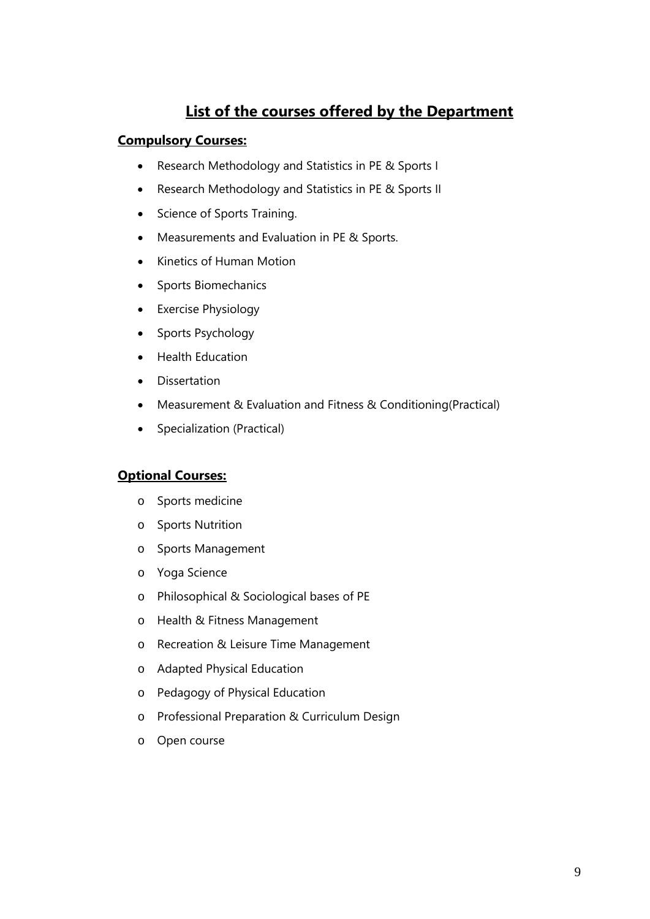## List of the courses offered by the Department

**Compulsory Courses:**

- Research Methodology and Statistics in PE & Sports I
- Research Methodology and Statistics in PE & Sports II
- Science of Sports Training.
- Measurements and Evaluation in PE & Sports.
- Kinetics of Human Motion
- Sports Biomechanics
- Exercise Physiology
- Sports Psychology
- Health Education
- Dissertation
- Measurement & Evaluation and Fitness & Conditioning(Practical)
- Specialization (Practical)

**Optional Courses:**

- Sports medicine
- Sports Nutrition
- Sports Management
- Yoga Science
- Philosophical & Sociological bases of PE
- Health & Fitness Management
- Recreation & Leisure Time Management
- Adapted Physical Education
- Pedagogy of Physical Education
- Professional Preparation & Curriculum Design
- Open course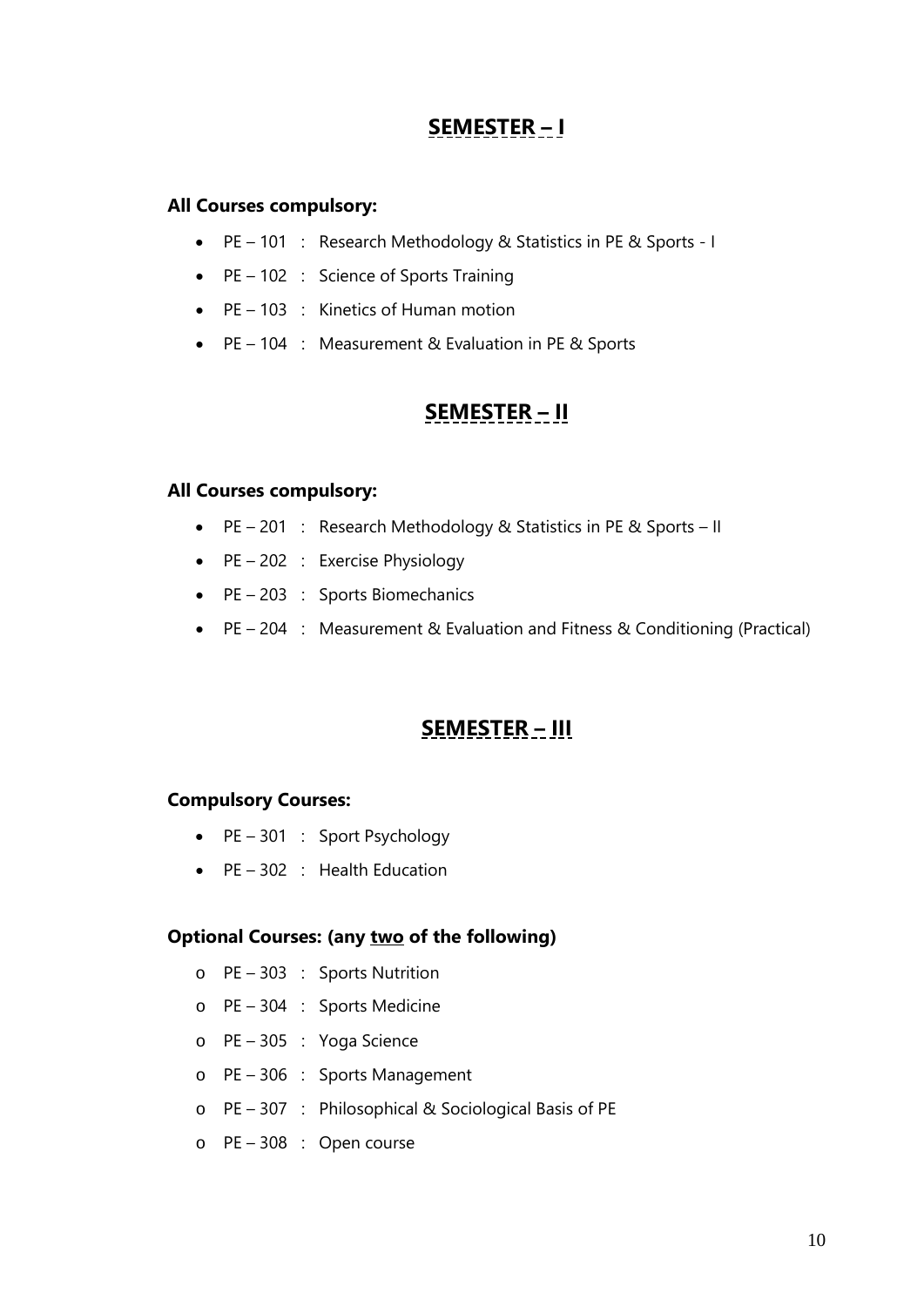## SEMESTER – I

**All Courses compulsory:**

- PE – 101 : Research Methodology & Statistics in PE & Sports - I
- PE – 102 : Science of Sports Training
- PE – 103 : Kinetics of Human motion
- PE – 104 : Measurement & Evaluation in PE & Sports

## SEMESTER – II

**All Courses compulsory:**

- PE – 201 : Research Methodology & Statistics in PE & Sports – II
- PE – 202 : Exercise Physiology
- PE – 203 : Sports Biomechanics
- PE – 204 : Measurement & Evaluation and Fitness & Conditioning (Practical)

## SEMESTER – III

**Compulsory Courses:**

- PE – 301 : Sport Psychology
- PE – 302 : Health Education

**Optional Courses: (any <u>two</u> of the following)**

- PE – 303 : Sports Nutrition
- PE – 304 : Sports Medicine
- PE – 305 : Yoga Science
- PE – 306 : Sports Management
- PE – 307 : Philosophical & Sociological Basis of PE
- PE – 308 : Open course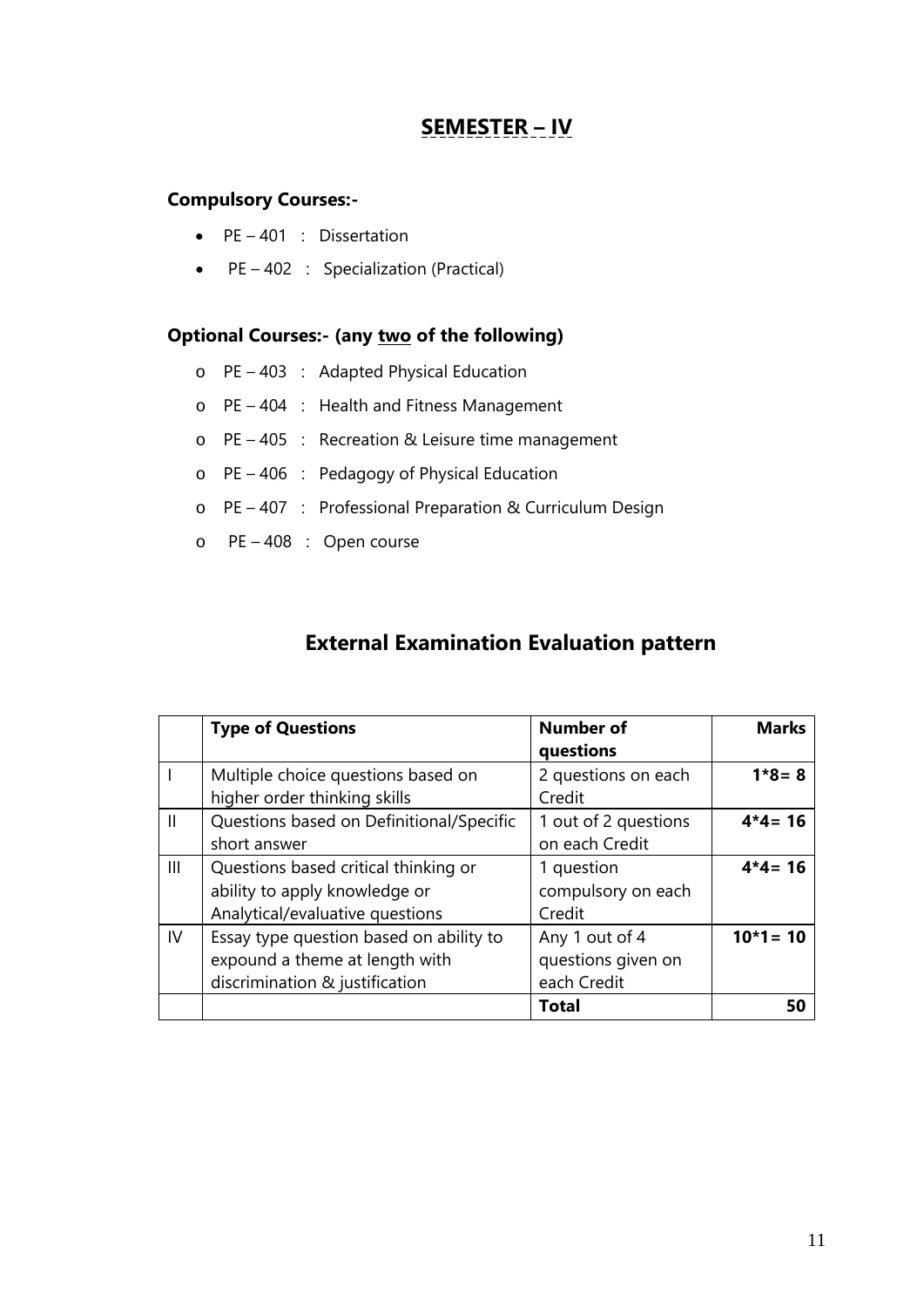# SEMESTER – IV

**Compulsory Courses:-**

- PE – 401 : Dissertation
- PE – 402 : Specialization (Practical)

**Optional Courses:- (any <u>two</u> of the following)**

- PE – 403 : Adapted Physical Education
- PE – 404 : Health and Fitness Management
- PE – 405 : Recreation & Leisure time management
- PE – 406 : Pedagogy of Physical Education
- PE – 407 : Professional Preparation & Curriculum Design
- PE – 408 : Open course

## External Examination Evaluation pattern

| | **Type of Questions** | **Number of questions** | **Marks** |
|---|---|---|---|
| I | Multiple choice questions based on higher order thinking skills | 2 questions on each Credit | **1*8= 8** |
| II | Questions based on Definitional/Specific short answer | 1 out of 2 questions on each Credit | **4*4= 16** |
| III | Questions based critical thinking or ability to apply knowledge or Analytical/evaluative questions | 1 question compulsory on each Credit | **4*4= 16** |
| IV | Essay type question based on ability to expound a theme at length with discrimination & justification | Any 1 out of 4 questions given on each Credit | **10*1= 10** |
| | | **Total** | **50** |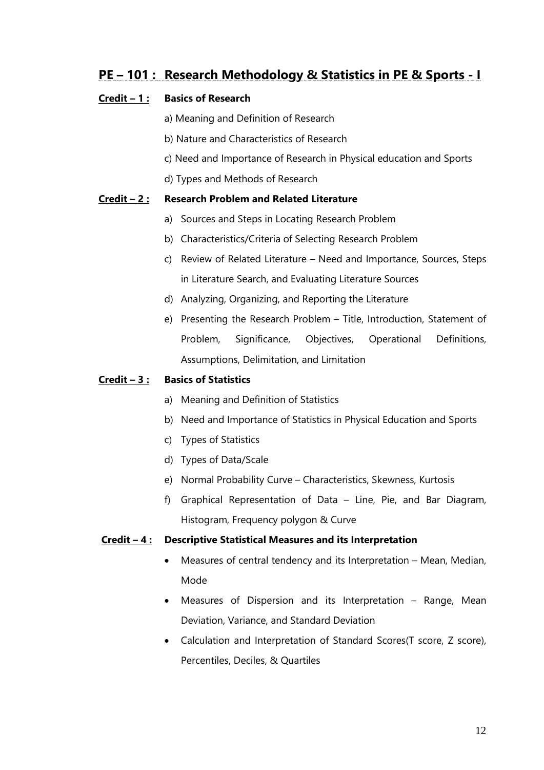## PE – 101 : Research Methodology & Statistics in PE & Sports - I

**Credit – 1 : Basics of Research**

a) Meaning and Definition of Research

b) Nature and Characteristics of Research

c) Need and Importance of Research in Physical education and Sports

d) Types and Methods of Research

**Credit – 2 : Research Problem and Related Literature**

a) Sources and Steps in Locating Research Problem

b) Characteristics/Criteria of Selecting Research Problem

c) Review of Related Literature – Need and Importance, Sources, Steps in Literature Search, and Evaluating Literature Sources

d) Analyzing, Organizing, and Reporting the Literature

e) Presenting the Research Problem – Title, Introduction, Statement of Problem, Significance, Objectives, Operational Definitions, Assumptions, Delimitation, and Limitation

**Credit – 3 : Basics of Statistics**

a) Meaning and Definition of Statistics

b) Need and Importance of Statistics in Physical Education and Sports

c) Types of Statistics

d) Types of Data/Scale

e) Normal Probability Curve – Characteristics, Skewness, Kurtosis

f) Graphical Representation of Data – Line, Pie, and Bar Diagram, Histogram, Frequency polygon & Curve

**Credit – 4 : Descriptive Statistical Measures and its Interpretation**

- Measures of central tendency and its Interpretation – Mean, Median, Mode
- Measures of Dispersion and its Interpretation – Range, Mean Deviation, Variance, and Standard Deviation
- Calculation and Interpretation of Standard Scores(T score, Z score), Percentiles, Deciles, & Quartiles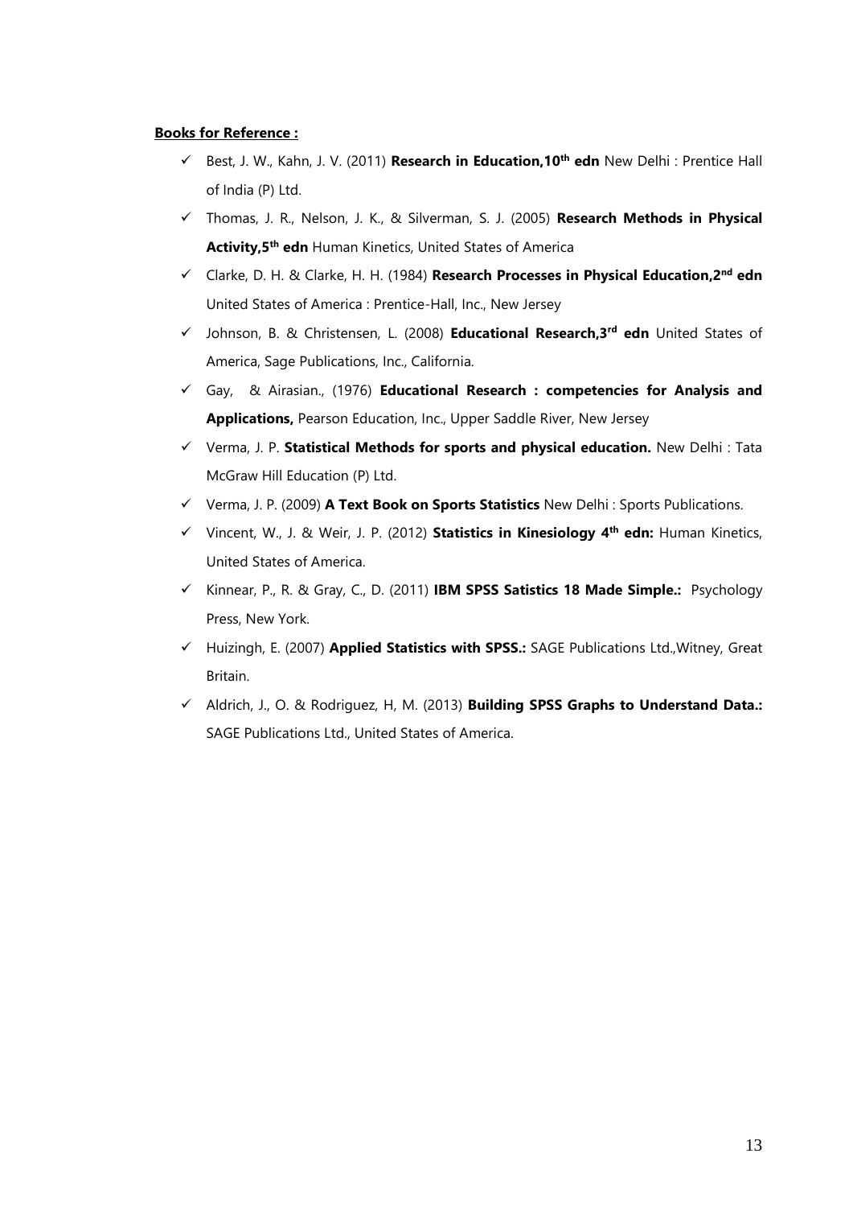**Books for Reference :**

- ✓ Best, J. W., Kahn, J. V. (2011) **Research in Education,10th edn** New Delhi : Prentice Hall of India (P) Ltd.
- ✓ Thomas, J. R., Nelson, J. K., & Silverman, S. J. (2005) **Research Methods in Physical Activity,5th edn** Human Kinetics, United States of America
- ✓ Clarke, D. H. & Clarke, H. H. (1984) **Research Processes in Physical Education,2nd edn** United States of America : Prentice-Hall, Inc., New Jersey
- ✓ Johnson, B. & Christensen, L. (2008) **Educational Research,3rd edn** United States of America, Sage Publications, Inc., California.
- ✓ Gay, & Airasian., (1976) **Educational Research : competencies for Analysis and Applications,** Pearson Education, Inc., Upper Saddle River, New Jersey
- ✓ Verma, J. P. **Statistical Methods for sports and physical education.** New Delhi : Tata McGraw Hill Education (P) Ltd.
- ✓ Verma, J. P. (2009) **A Text Book on Sports Statistics** New Delhi : Sports Publications.
- ✓ Vincent, W., J. & Weir, J. P. (2012) **Statistics in Kinesiology 4th edn:** Human Kinetics, United States of America.
- ✓ Kinnear, P., R. & Gray, C., D. (2011) **IBM SPSS Satistics 18 Made Simple.:** Psychology Press, New York.
- ✓ Huizingh, E. (2007) **Applied Statistics with SPSS.:** SAGE Publications Ltd.,Witney, Great Britain.
- ✓ Aldrich, J., O. & Rodriguez, H, M. (2013) **Building SPSS Graphs to Understand Data.:** SAGE Publications Ltd., United States of America.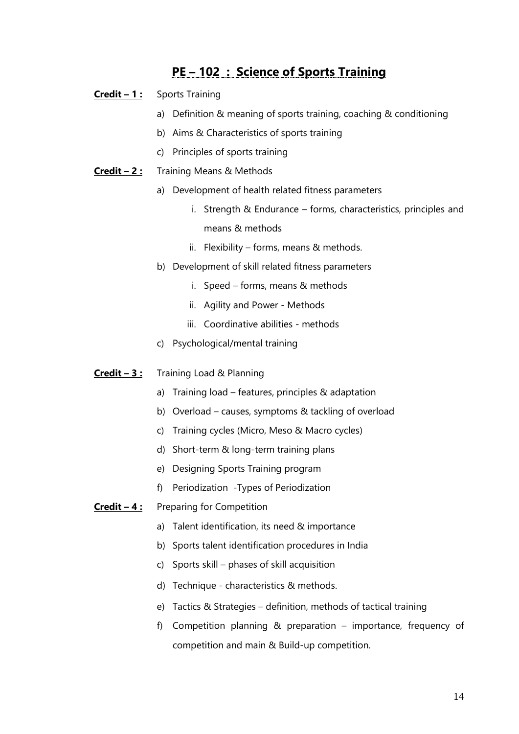## PE – 102 : Science of Sports Training

**Credit – 1 :** Sports Training

a) Definition & meaning of sports training, coaching & conditioning
b) Aims & Characteristics of sports training
c) Principles of sports training

**Credit – 2 :** Training Means & Methods

a) Development of health related fitness parameters
   i. Strength & Endurance – forms, characteristics, principles and means & methods
   ii. Flexibility – forms, means & methods.
b) Development of skill related fitness parameters
   i. Speed – forms, means & methods
   ii. Agility and Power - Methods
   iii. Coordinative abilities - methods
c) Psychological/mental training

**Credit – 3 :** Training Load & Planning

a) Training load – features, principles & adaptation
b) Overload – causes, symptoms & tackling of overload
c) Training cycles (Micro, Meso & Macro cycles)
d) Short-term & long-term training plans
e) Designing Sports Training program
f) Periodization -Types of Periodization

**Credit – 4 :** Preparing for Competition

a) Talent identification, its need & importance
b) Sports talent identification procedures in India
c) Sports skill – phases of skill acquisition
d) Technique - characteristics & methods.
e) Tactics & Strategies – definition, methods of tactical training
f) Competition planning & preparation – importance, frequency of competition and main & Build-up competition.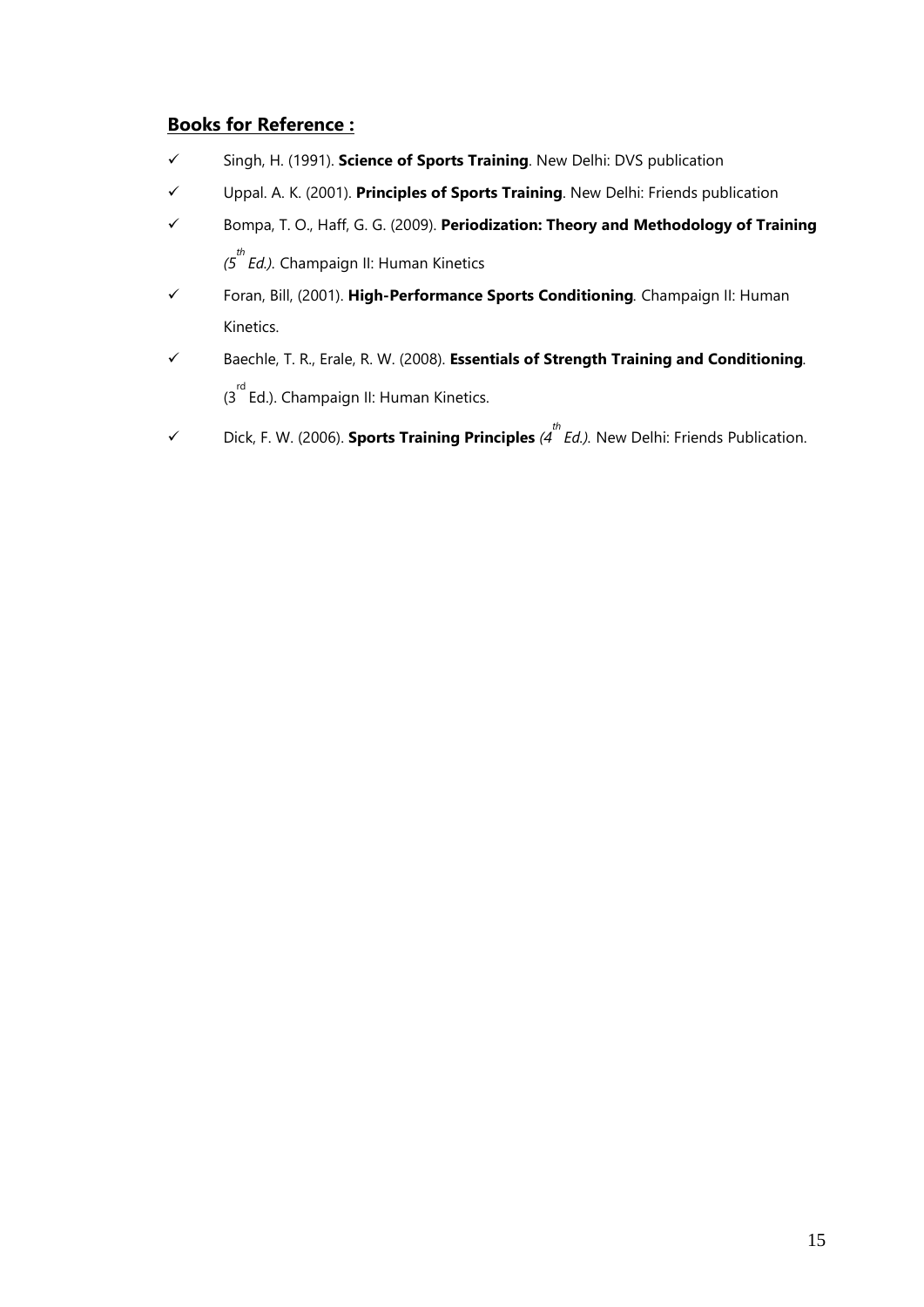**<u>Books for Reference :</u>**

- ✓ Singh, H. (1991). **Science of Sports Training**. New Delhi: DVS publication
- ✓ Uppal. A. K. (2001). **Principles of Sports Training**. New Delhi: Friends publication
- ✓ Bompa, T. O., Haff, G. G. (2009). **Periodization: Theory and Methodology of Training** *(5th Ed.)*. Champaign Il: Human Kinetics
- ✓ Foran, Bill, (2001). **High-Performance Sports Conditioning**. Champaign Il: Human Kinetics.
- ✓ Baechle, T. R., Erale, R. W. (2008). **Essentials of Strength Training and Conditioning**. (3rd Ed.). Champaign Il: Human Kinetics.
- ✓ Dick, F. W. (2006). **Sports Training Principles** *(4th Ed.)*. New Delhi: Friends Publication.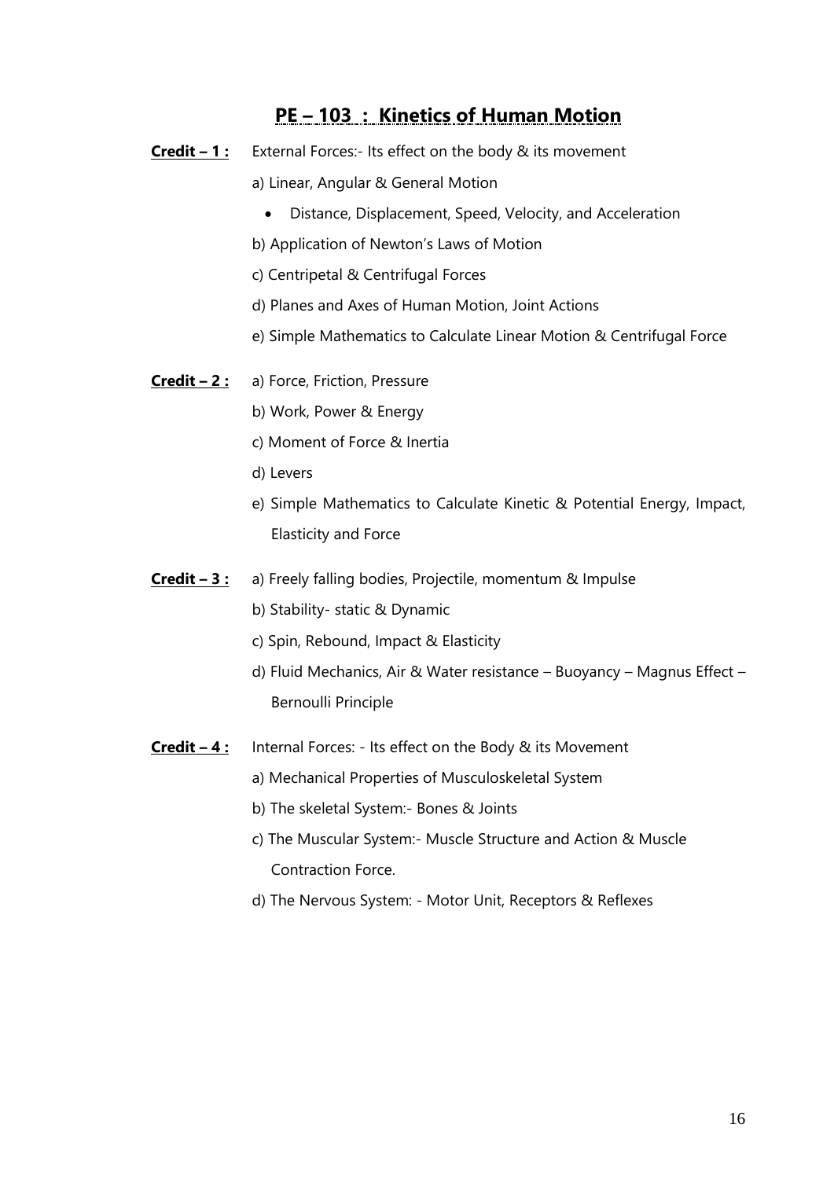## PE – 103 : Kinetics of Human Motion

**Credit – 1 :** External Forces:- Its effect on the body & its movement

a) Linear, Angular & General Motion

- Distance, Displacement, Speed, Velocity, and Acceleration

b) Application of Newton's Laws of Motion

c) Centripetal & Centrifugal Forces

d) Planes and Axes of Human Motion, Joint Actions

e) Simple Mathematics to Calculate Linear Motion & Centrifugal Force

**Credit – 2 :** a) Force, Friction, Pressure

b) Work, Power & Energy

c) Moment of Force & Inertia

d) Levers

e) Simple Mathematics to Calculate Kinetic & Potential Energy, Impact, Elasticity and Force

**Credit – 3 :** a) Freely falling bodies, Projectile, momentum & Impulse

b) Stability- static & Dynamic

c) Spin, Rebound, Impact & Elasticity

d) Fluid Mechanics, Air & Water resistance – Buoyancy – Magnus Effect – Bernoulli Principle

**Credit – 4 :** Internal Forces: - Its effect on the Body & its Movement

a) Mechanical Properties of Musculoskeletal System

b) The skeletal System:- Bones & Joints

c) The Muscular System:- Muscle Structure and Action & Muscle Contraction Force.

d) The Nervous System: - Motor Unit, Receptors & Reflexes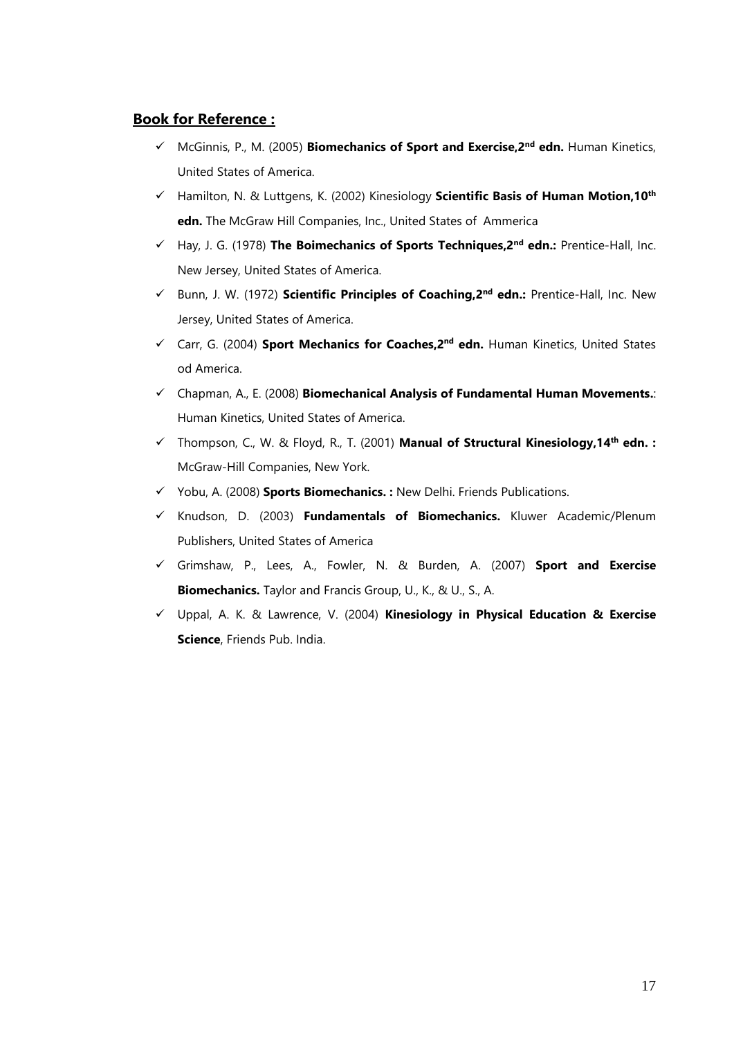**Book for Reference :**

- ✓ McGinnis, P., M. (2005) **Biomechanics of Sport and Exercise,2nd edn.** Human Kinetics, United States of America.
- ✓ Hamilton, N. & Luttgens, K. (2002) Kinesiology **Scientific Basis of Human Motion,10th edn.** The McGraw Hill Companies, Inc., United States of Ammerica
- ✓ Hay, J. G. (1978) **The Boimechanics of Sports Techniques,2nd edn.:** Prentice-Hall, Inc. New Jersey, United States of America.
- ✓ Bunn, J. W. (1972) **Scientific Principles of Coaching,2nd edn.:** Prentice-Hall, Inc. New Jersey, United States of America.
- ✓ Carr, G. (2004) **Sport Mechanics for Coaches,2nd edn.** Human Kinetics, United States od America.
- ✓ Chapman, A., E. (2008) **Biomechanical Analysis of Fundamental Human Movements.**: Human Kinetics, United States of America.
- ✓ Thompson, C., W. & Floyd, R., T. (2001) **Manual of Structural Kinesiology,14th edn. :** McGraw-Hill Companies, New York.
- ✓ Yobu, A. (2008) **Sports Biomechanics. :** New Delhi. Friends Publications.
- ✓ Knudson, D. (2003) **Fundamentals of Biomechanics.** Kluwer Academic/Plenum Publishers, United States of America
- ✓ Grimshaw, P., Lees, A., Fowler, N. & Burden, A. (2007) **Sport and Exercise Biomechanics.** Taylor and Francis Group, U., K., & U., S., A.
- ✓ Uppal, A. K. & Lawrence, V. (2004) **Kinesiology in Physical Education & Exercise Science**, Friends Pub. India.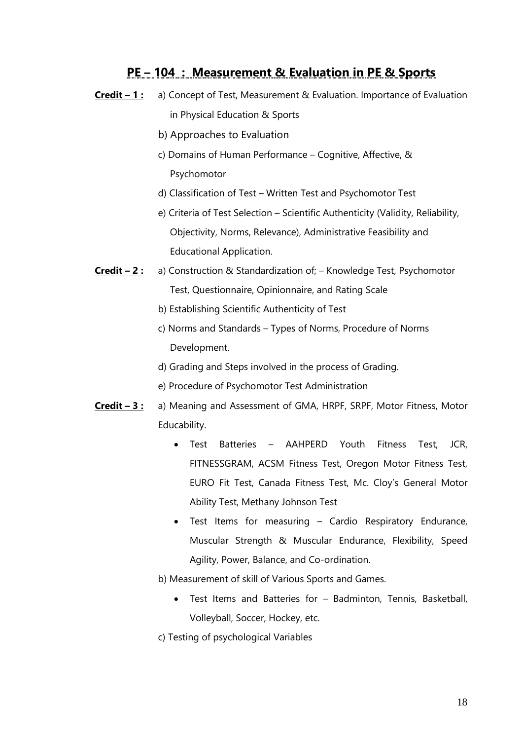## PE – 104 : Measurement & Evaluation in PE & Sports

**Credit – 1 :**

a) Concept of Test, Measurement & Evaluation. Importance of Evaluation in Physical Education & Sports

b) Approaches to Evaluation

c) Domains of Human Performance – Cognitive, Affective, & Psychomotor

d) Classification of Test – Written Test and Psychomotor Test

e) Criteria of Test Selection – Scientific Authenticity (Validity, Reliability, Objectivity, Norms, Relevance), Administrative Feasibility and Educational Application.

**Credit – 2 :**

a) Construction & Standardization of; – Knowledge Test, Psychomotor Test, Questionnaire, Opinionnaire, and Rating Scale

b) Establishing Scientific Authenticity of Test

c) Norms and Standards – Types of Norms, Procedure of Norms Development.

d) Grading and Steps involved in the process of Grading.

e) Procedure of Psychomotor Test Administration

**Credit – 3 :**

a) Meaning and Assessment of GMA, HRPF, SRPF, Motor Fitness, Motor Educability.

- Test Batteries – AAHPERD Youth Fitness Test, JCR, FITNESSGRAM, ACSM Fitness Test, Oregon Motor Fitness Test, EURO Fit Test, Canada Fitness Test, Mc. Cloy's General Motor Ability Test, Methany Johnson Test
- Test Items for measuring – Cardio Respiratory Endurance, Muscular Strength & Muscular Endurance, Flexibility, Speed Agility, Power, Balance, and Co-ordination.

b) Measurement of skill of Various Sports and Games.

- Test Items and Batteries for – Badminton, Tennis, Basketball, Volleyball, Soccer, Hockey, etc.

c) Testing of psychological Variables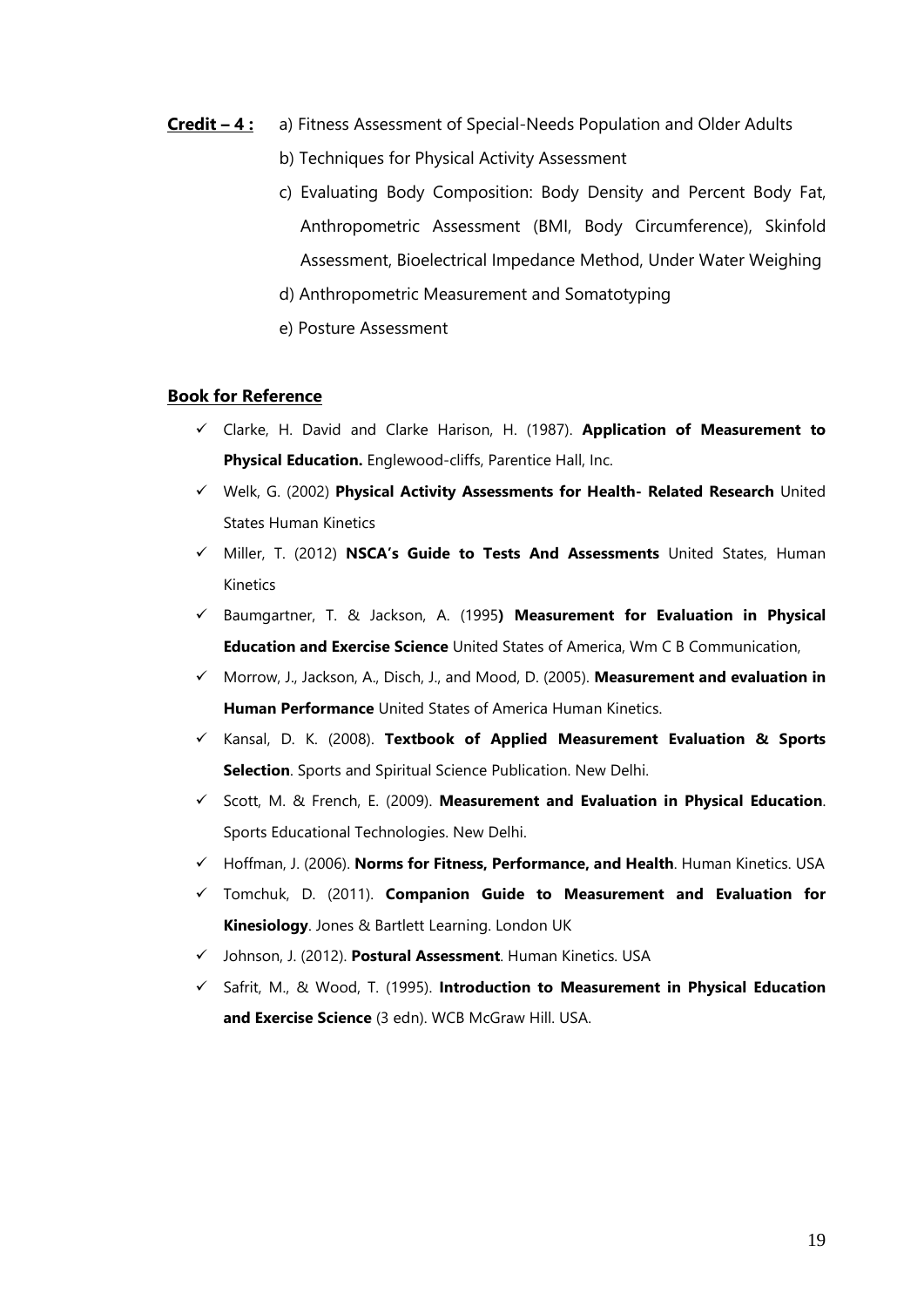**Credit – 4 :** a) Fitness Assessment of Special-Needs Population and Older Adults

b) Techniques for Physical Activity Assessment

c) Evaluating Body Composition: Body Density and Percent Body Fat, Anthropometric Assessment (BMI, Body Circumference), Skinfold Assessment, Bioelectrical Impedance Method, Under Water Weighing

d) Anthropometric Measurement and Somatotyping

e) Posture Assessment

**Book for Reference**

- ✓ Clarke, H. David and Clarke Harison, H. (1987). **Application of Measurement to Physical Education.** Englewood-cliffs, Parentice Hall, Inc.
- ✓ Welk, G. (2002) **Physical Activity Assessments for Health- Related Research** United States Human Kinetics
- ✓ Miller, T. (2012) **NSCA's Guide to Tests And Assessments** United States, Human Kinetics
- ✓ Baumgartner, T. & Jackson, A. (1995**) Measurement for Evaluation in Physical Education and Exercise Science** United States of America, Wm C B Communication,
- ✓ Morrow, J., Jackson, A., Disch, J., and Mood, D. (2005). **Measurement and evaluation in Human Performance** United States of America Human Kinetics.
- ✓ Kansal, D. K. (2008). **Textbook of Applied Measurement Evaluation & Sports Selection**. Sports and Spiritual Science Publication. New Delhi.
- ✓ Scott, M. & French, E. (2009). **Measurement and Evaluation in Physical Education**. Sports Educational Technologies. New Delhi.
- ✓ Hoffman, J. (2006). **Norms for Fitness, Performance, and Health**. Human Kinetics. USA
- ✓ Tomchuk, D. (2011). **Companion Guide to Measurement and Evaluation for Kinesiology**. Jones & Bartlett Learning. London UK
- ✓ Johnson, J. (2012). **Postural Assessment**. Human Kinetics. USA
- ✓ Safrit, M., & Wood, T. (1995). **Introduction to Measurement in Physical Education and Exercise Science** (3 edn). WCB McGraw Hill. USA.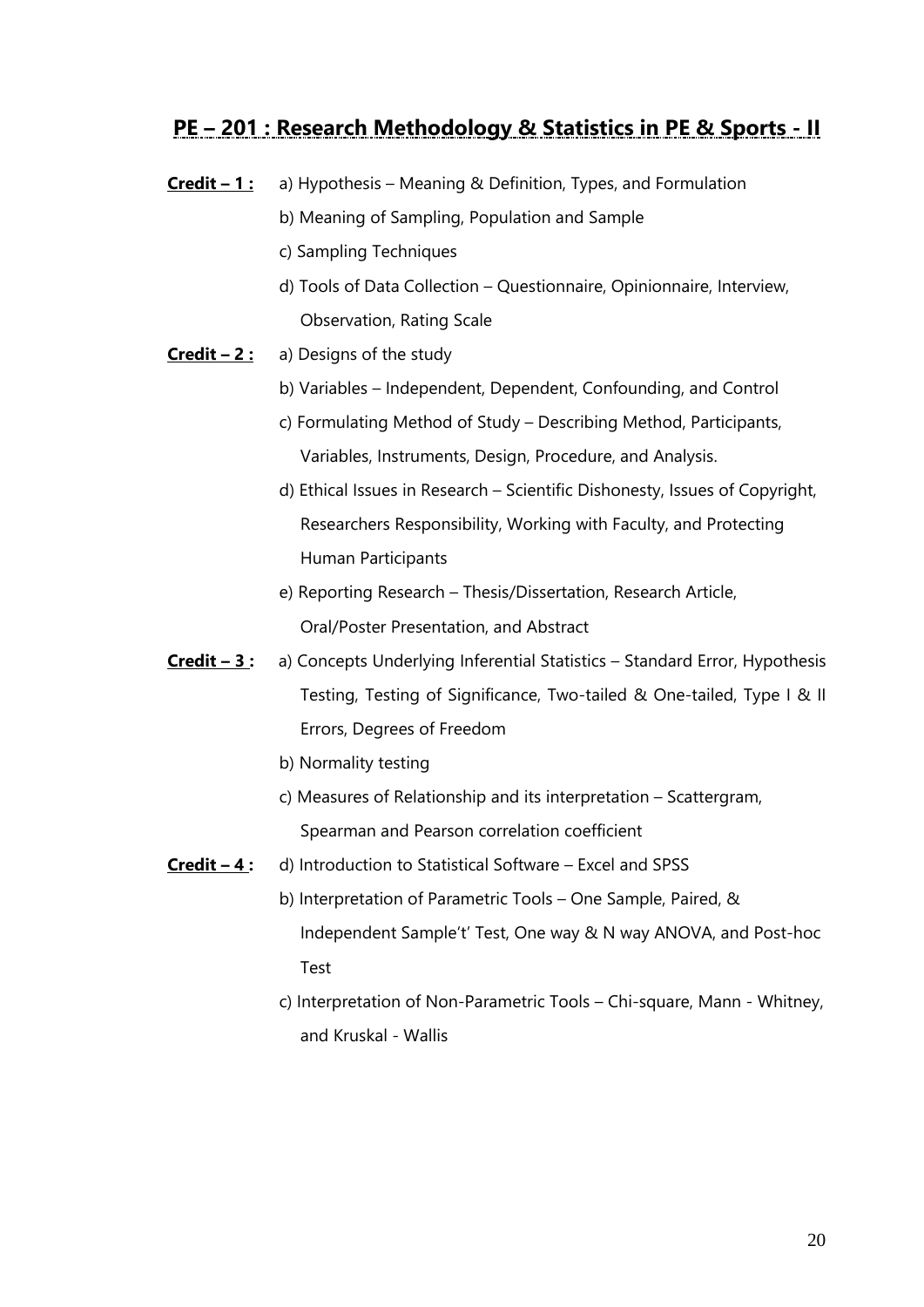## PE – 201 : Research Methodology & Statistics in PE & Sports - II

**Credit – 1 :**

a) Hypothesis – Meaning & Definition, Types, and Formulation

b) Meaning of Sampling, Population and Sample

c) Sampling Techniques

d) Tools of Data Collection – Questionnaire, Opinionnaire, Interview, Observation, Rating Scale

**Credit – 2 :**

a) Designs of the study

b) Variables – Independent, Dependent, Confounding, and Control

c) Formulating Method of Study – Describing Method, Participants, Variables, Instruments, Design, Procedure, and Analysis.

d) Ethical Issues in Research – Scientific Dishonesty, Issues of Copyright, Researchers Responsibility, Working with Faculty, and Protecting Human Participants

e) Reporting Research – Thesis/Dissertation, Research Article, Oral/Poster Presentation, and Abstract

**Credit – 3 :**

a) Concepts Underlying Inferential Statistics – Standard Error, Hypothesis Testing, Testing of Significance, Two-tailed & One-tailed, Type I & II Errors, Degrees of Freedom

b) Normality testing

c) Measures of Relationship and its interpretation – Scattergram, Spearman and Pearson correlation coefficient

**Credit – 4 :**

d) Introduction to Statistical Software – Excel and SPSS

b) Interpretation of Parametric Tools – One Sample, Paired, & Independent Sample't' Test, One way & N way ANOVA, and Post-hoc Test

c) Interpretation of Non-Parametric Tools – Chi-square, Mann - Whitney, and Kruskal - Wallis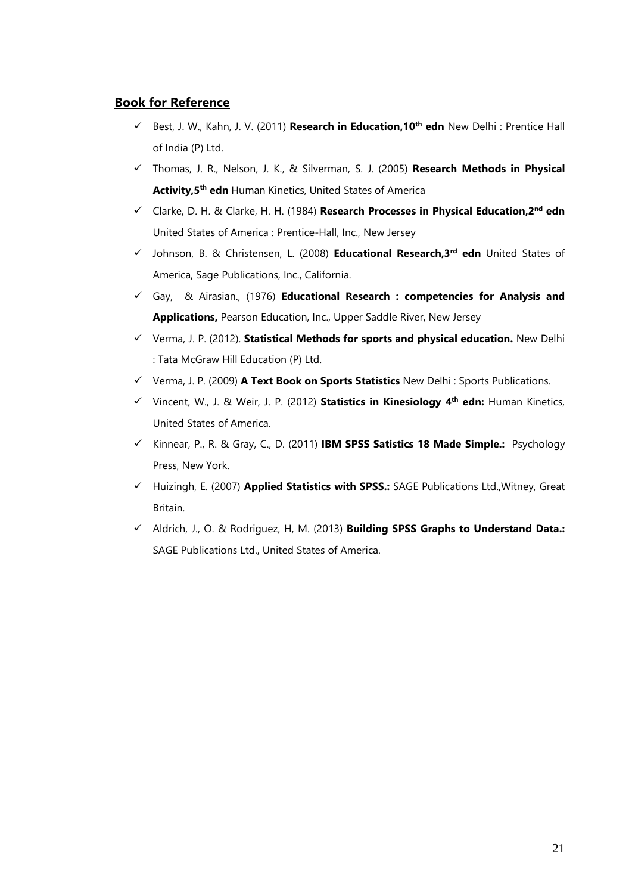## Book for Reference

- ✓ Best, J. W., Kahn, J. V. (2011) **Research in Education,10th edn** New Delhi : Prentice Hall of India (P) Ltd.
- ✓ Thomas, J. R., Nelson, J. K., & Silverman, S. J. (2005) **Research Methods in Physical Activity,5th edn** Human Kinetics, United States of America
- ✓ Clarke, D. H. & Clarke, H. H. (1984) **Research Processes in Physical Education,2nd edn** United States of America : Prentice-Hall, Inc., New Jersey
- ✓ Johnson, B. & Christensen, L. (2008) **Educational Research,3rd edn** United States of America, Sage Publications, Inc., California.
- ✓ Gay, & Airasian., (1976) **Educational Research : competencies for Analysis and Applications,** Pearson Education, Inc., Upper Saddle River, New Jersey
- ✓ Verma, J. P. (2012). **Statistical Methods for sports and physical education.** New Delhi : Tata McGraw Hill Education (P) Ltd.
- ✓ Verma, J. P. (2009) **A Text Book on Sports Statistics** New Delhi : Sports Publications.
- ✓ Vincent, W., J. & Weir, J. P. (2012) **Statistics in Kinesiology 4th edn:** Human Kinetics, United States of America.
- ✓ Kinnear, P., R. & Gray, C., D. (2011) **IBM SPSS Satistics 18 Made Simple.:** Psychology Press, New York.
- ✓ Huizingh, E. (2007) **Applied Statistics with SPSS.:** SAGE Publications Ltd.,Witney, Great Britain.
- ✓ Aldrich, J., O. & Rodriguez, H, M. (2013) **Building SPSS Graphs to Understand Data.:** SAGE Publications Ltd., United States of America.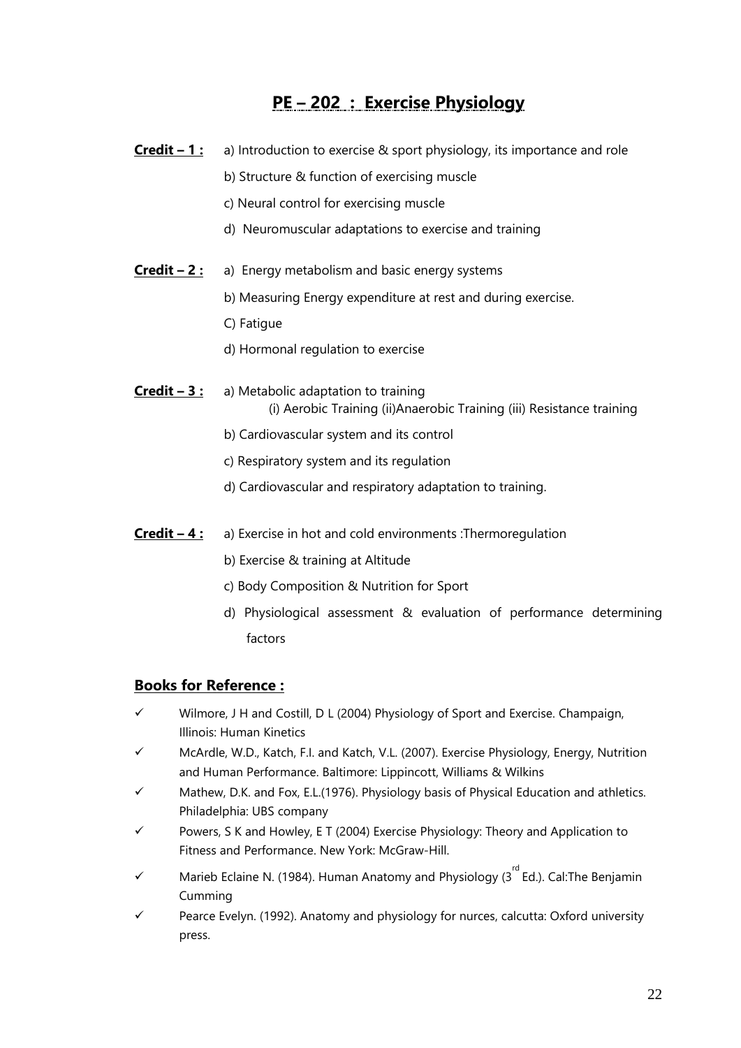## PE – 202 : Exercise Physiology

**Credit – 1 :**

a) Introduction to exercise & sport physiology, its importance and role

b) Structure & function of exercising muscle

c) Neural control for exercising muscle

d) Neuromuscular adaptations to exercise and training

**Credit – 2 :**

a) Energy metabolism and basic energy systems

b) Measuring Energy expenditure at rest and during exercise.

C) Fatigue

d) Hormonal regulation to exercise

**Credit – 3 :**

a) Metabolic adaptation to training
   (i) Aerobic Training (ii)Anaerobic Training (iii) Resistance training

b) Cardiovascular system and its control

c) Respiratory system and its regulation

d) Cardiovascular and respiratory adaptation to training.

**Credit – 4 :**

a) Exercise in hot and cold environments :Thermoregulation

b) Exercise & training at Altitude

c) Body Composition & Nutrition for Sport

d) Physiological assessment & evaluation of performance determining factors

### Books for Reference :

- ✓ Wilmore, J H and Costill, D L (2004) Physiology of Sport and Exercise. Champaign, Illinois: Human Kinetics
- ✓ McArdle, W.D., Katch, F.I. and Katch, V.L. (2007). Exercise Physiology, Energy, Nutrition and Human Performance. Baltimore: Lippincott, Williams & Wilkins
- ✓ Mathew, D.K. and Fox, E.L.(1976). Physiology basis of Physical Education and athletics. Philadelphia: UBS company
- ✓ Powers, S K and Howley, E T (2004) Exercise Physiology: Theory and Application to Fitness and Performance. New York: McGraw-Hill.
- ✓ Marieb Eclaine N. (1984). Human Anatomy and Physiology (3rd Ed.). Cal:The Benjamin Cumming
- ✓ Pearce Evelyn. (1992). Anatomy and physiology for nurces, calcutta: Oxford university press.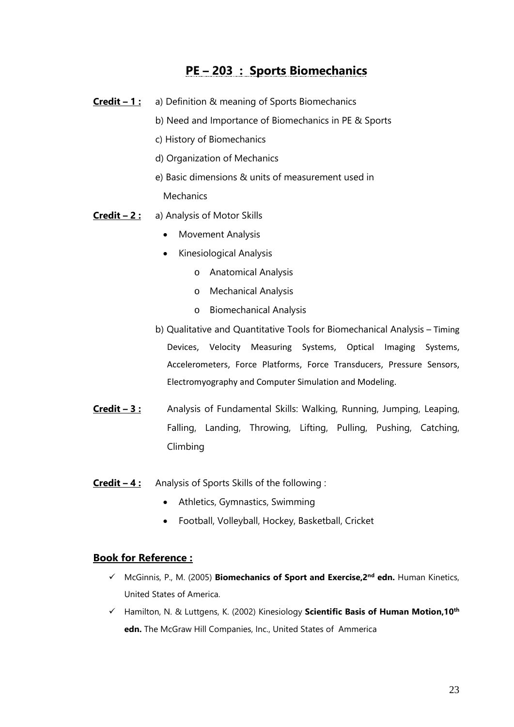## PE – 203 : Sports Biomechanics

**Credit – 1 :**

a) Definition & meaning of Sports Biomechanics

b) Need and Importance of Biomechanics in PE & Sports

c) History of Biomechanics

d) Organization of Mechanics

e) Basic dimensions & units of measurement used in Mechanics

**Credit – 2 :**

a) Analysis of Motor Skills

- Movement Analysis
- Kinesiological Analysis
  - Anatomical Analysis
  - Mechanical Analysis
  - Biomechanical Analysis

b) Qualitative and Quantitative Tools for Biomechanical Analysis – Timing Devices, Velocity Measuring Systems, Optical Imaging Systems, Accelerometers, Force Platforms, Force Transducers, Pressure Sensors, Electromyography and Computer Simulation and Modeling.

**Credit – 3 :** Analysis of Fundamental Skills: Walking, Running, Jumping, Leaping, Falling, Landing, Throwing, Lifting, Pulling, Pushing, Catching, Climbing

**Credit – 4 :** Analysis of Sports Skills of the following :

- Athletics, Gymnastics, Swimming
- Football, Volleyball, Hockey, Basketball, Cricket

### Book for Reference :

- ✓ McGinnis, P., M. (2005) **Biomechanics of Sport and Exercise,2nd edn.** Human Kinetics, United States of America.
- ✓ Hamilton, N. & Luttgens, K. (2002) Kinesiology **Scientific Basis of Human Motion,10th edn.** The McGraw Hill Companies, Inc., United States of Ammerica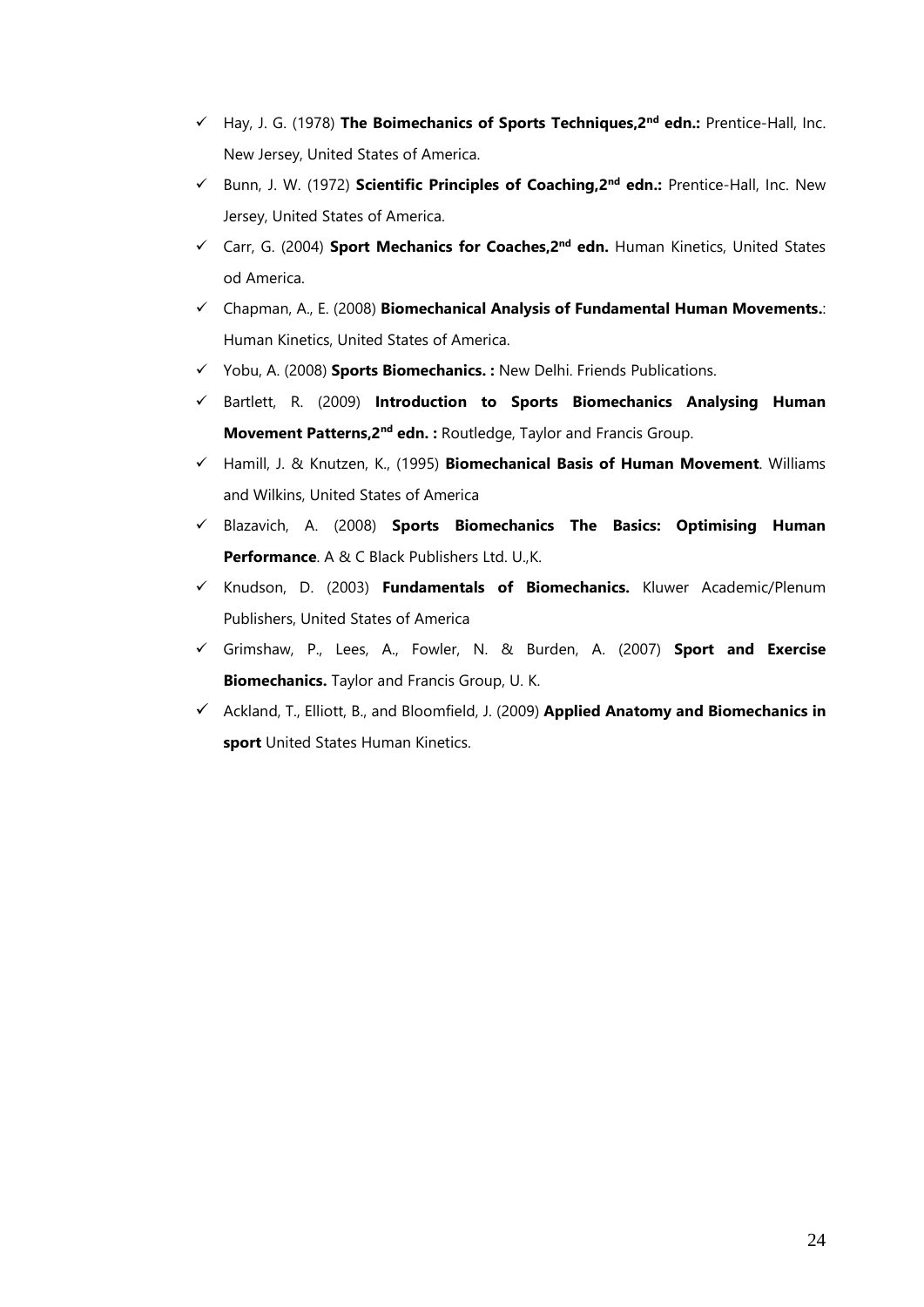- ✓ Hay, J. G. (1978) **The Boimechanics of Sports Techniques,2nd edn.:** Prentice-Hall, Inc. New Jersey, United States of America.
- ✓ Bunn, J. W. (1972) **Scientific Principles of Coaching,2nd edn.:** Prentice-Hall, Inc. New Jersey, United States of America.
- ✓ Carr, G. (2004) **Sport Mechanics for Coaches,2nd edn.** Human Kinetics, United States od America.
- ✓ Chapman, A., E. (2008) **Biomechanical Analysis of Fundamental Human Movements.**: Human Kinetics, United States of America.
- ✓ Yobu, A. (2008) **Sports Biomechanics. :** New Delhi. Friends Publications.
- ✓ Bartlett, R. (2009) **Introduction to Sports Biomechanics Analysing Human Movement Patterns,2nd edn. :** Routledge, Taylor and Francis Group.
- ✓ Hamill, J. & Knutzen, K., (1995) **Biomechanical Basis of Human Movement**. Williams and Wilkins, United States of America
- ✓ Blazavich, A. (2008) **Sports Biomechanics The Basics: Optimising Human Performance**. A & C Black Publishers Ltd. U.,K.
- ✓ Knudson, D. (2003) **Fundamentals of Biomechanics.** Kluwer Academic/Plenum Publishers, United States of America
- ✓ Grimshaw, P., Lees, A., Fowler, N. & Burden, A. (2007) **Sport and Exercise Biomechanics.** Taylor and Francis Group, U. K.
- ✓ Ackland, T., Elliott, B., and Bloomfield, J. (2009) **Applied Anatomy and Biomechanics in sport** United States Human Kinetics.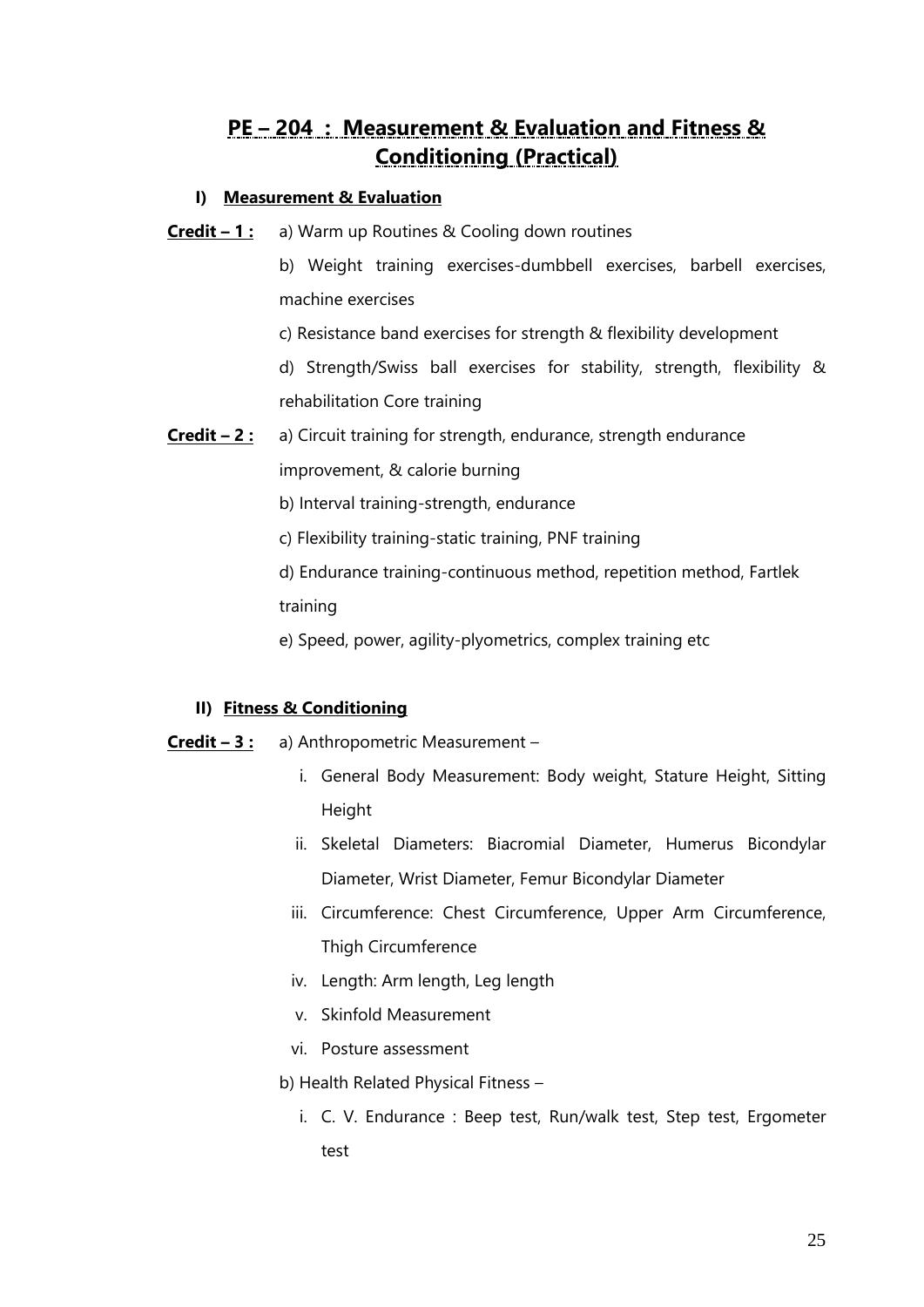## PE – 204 : Measurement & Evaluation and Fitness & Conditioning (Practical)

### I) Measurement & Evaluation

**Credit – 1 :**

a) Warm up Routines & Cooling down routines

b) Weight training exercises-dumbbell exercises, barbell exercises, machine exercises

c) Resistance band exercises for strength & flexibility development

d) Strength/Swiss ball exercises for stability, strength, flexibility & rehabilitation Core training

**Credit – 2 :**

a) Circuit training for strength, endurance, strength endurance improvement, & calorie burning

b) Interval training-strength, endurance

c) Flexibility training-static training, PNF training

d) Endurance training-continuous method, repetition method, Fartlek training

e) Speed, power, agility-plyometrics, complex training etc

### II) Fitness & Conditioning

**Credit – 3 :**

a) Anthropometric Measurement –

i. General Body Measurement: Body weight, Stature Height, Sitting Height

ii. Skeletal Diameters: Biacromial Diameter, Humerus Bicondylar Diameter, Wrist Diameter, Femur Bicondylar Diameter

iii. Circumference: Chest Circumference, Upper Arm Circumference, Thigh Circumference

iv. Length: Arm length, Leg length

v. Skinfold Measurement

vi. Posture assessment

b) Health Related Physical Fitness –

i. C. V. Endurance : Beep test, Run/walk test, Step test, Ergometer test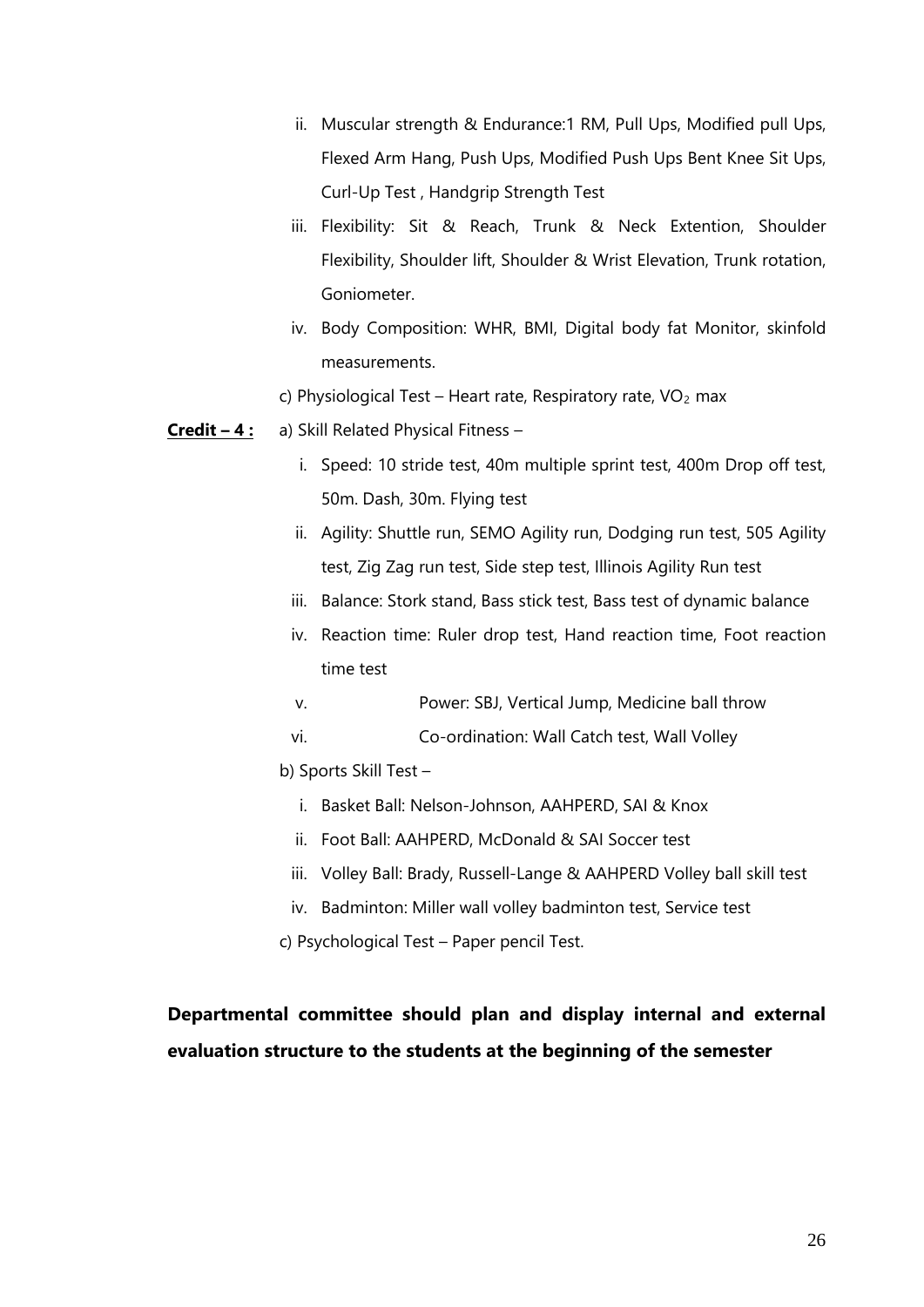ii. Muscular strength & Endurance:1 RM, Pull Ups, Modified pull Ups, Flexed Arm Hang, Push Ups, Modified Push Ups Bent Knee Sit Ups, Curl-Up Test , Handgrip Strength Test

iii. Flexibility: Sit & Reach, Trunk & Neck Extention, Shoulder Flexibility, Shoulder lift, Shoulder & Wrist Elevation, Trunk rotation, Goniometer.

iv. Body Composition: WHR, BMI, Digital body fat Monitor, skinfold measurements.

c) Physiological Test – Heart rate, Respiratory rate, $VO_2$ max

**Credit – 4 :** a) Skill Related Physical Fitness –

i. Speed: 10 stride test, 40m multiple sprint test, 400m Drop off test, 50m. Dash, 30m. Flying test

ii. Agility: Shuttle run, SEMO Agility run, Dodging run test, 505 Agility test, Zig Zag run test, Side step test, Illinois Agility Run test

iii. Balance: Stork stand, Bass stick test, Bass test of dynamic balance

iv. Reaction time: Ruler drop test, Hand reaction time, Foot reaction time test

v. Power: SBJ, Vertical Jump, Medicine ball throw

vi. Co-ordination: Wall Catch test, Wall Volley

b) Sports Skill Test –

i. Basket Ball: Nelson-Johnson, AAHPERD, SAI & Knox

ii. Foot Ball: AAHPERD, McDonald & SAI Soccer test

iii. Volley Ball: Brady, Russell-Lange & AAHPERD Volley ball skill test

iv. Badminton: Miller wall volley badminton test, Service test

c) Psychological Test – Paper pencil Test.

**Departmental committee should plan and display internal and external evaluation structure to the students at the beginning of the semester**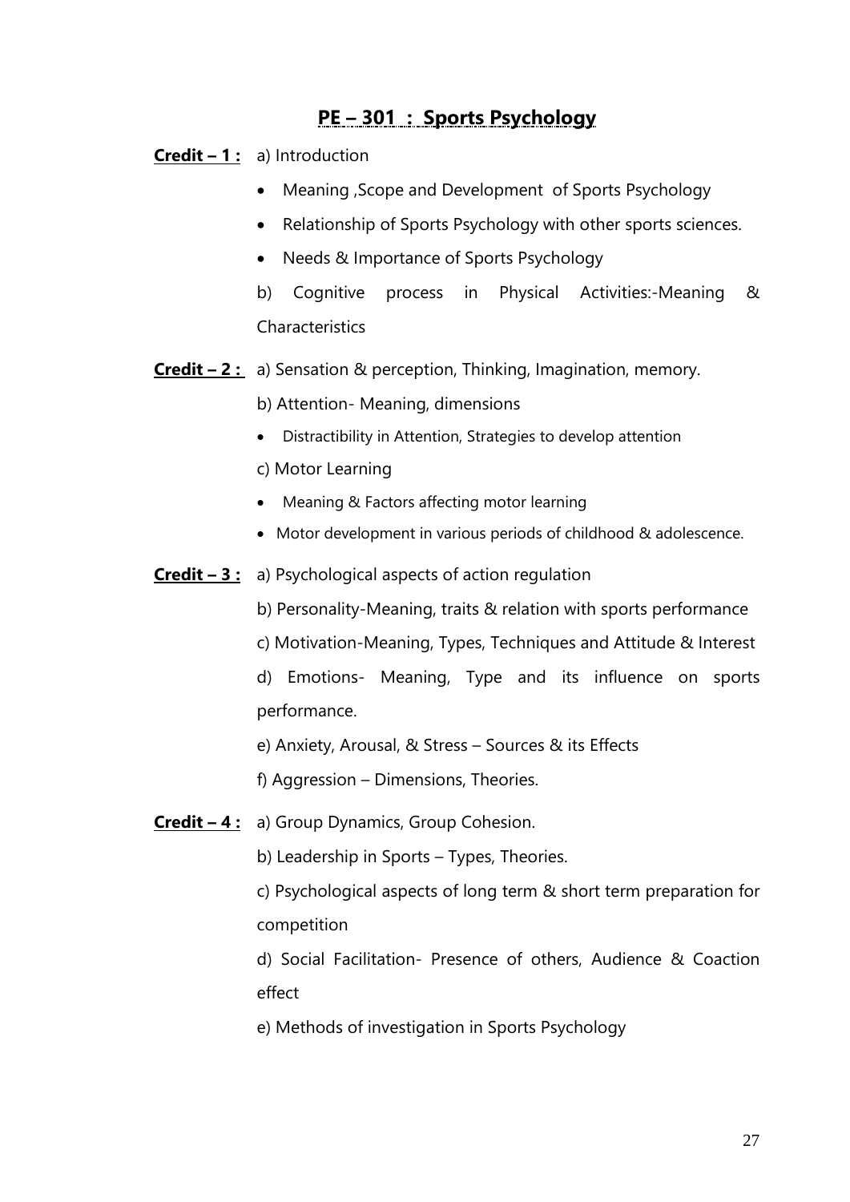## PE – 301 : Sports Psychology

**Credit – 1 :** a) Introduction

- Meaning ,Scope and Development of Sports Psychology
- Relationship of Sports Psychology with other sports sciences.
- Needs & Importance of Sports Psychology

b) Cognitive process in Physical Activities:-Meaning & Characteristics

**Credit – 2 :** a) Sensation & perception, Thinking, Imagination, memory.

b) Attention- Meaning, dimensions

- Distractibility in Attention, Strategies to develop attention

c) Motor Learning

- Meaning & Factors affecting motor learning
- Motor development in various periods of childhood & adolescence.

**Credit – 3 :** a) Psychological aspects of action regulation

b) Personality-Meaning, traits & relation with sports performance

c) Motivation-Meaning, Types, Techniques and Attitude & Interest

d) Emotions- Meaning, Type and its influence on sports performance.

e) Anxiety, Arousal, & Stress – Sources & its Effects

f) Aggression – Dimensions, Theories.

**Credit – 4 :** a) Group Dynamics, Group Cohesion.

b) Leadership in Sports – Types, Theories.

c) Psychological aspects of long term & short term preparation for competition

d) Social Facilitation- Presence of others, Audience & Coaction effect

e) Methods of investigation in Sports Psychology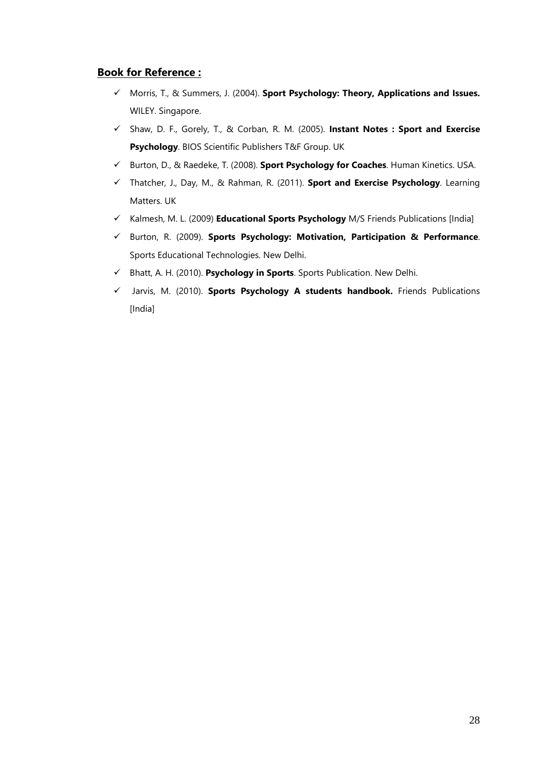**<u>Book for Reference :</u>**

- ✓ Morris, T., & Summers, J. (2004). **Sport Psychology: Theory, Applications and Issues.** WILEY. Singapore.
- ✓ Shaw, D. F., Gorely, T., & Corban, R. M. (2005). **Instant Notes : Sport and Exercise Psychology**. BIOS Scientific Publishers T&F Group. UK
- ✓ Burton, D., & Raedeke, T. (2008). **Sport Psychology for Coaches**. Human Kinetics. USA.
- ✓ Thatcher, J., Day, M., & Rahman, R. (2011). **Sport and Exercise Psychology**. Learning Matters. UK
- ✓ Kalmesh, M. L. (2009) **Educational Sports Psychology** M/S Friends Publications [India]
- ✓ Burton, R. (2009). **Sports Psychology: Motivation, Participation & Performance**. Sports Educational Technologies. New Delhi.
- ✓ Bhatt, A. H. (2010). **Psychology in Sports**. Sports Publication. New Delhi.
- ✓ Jarvis, M. (2010). **Sports Psychology A students handbook.** Friends Publications [India]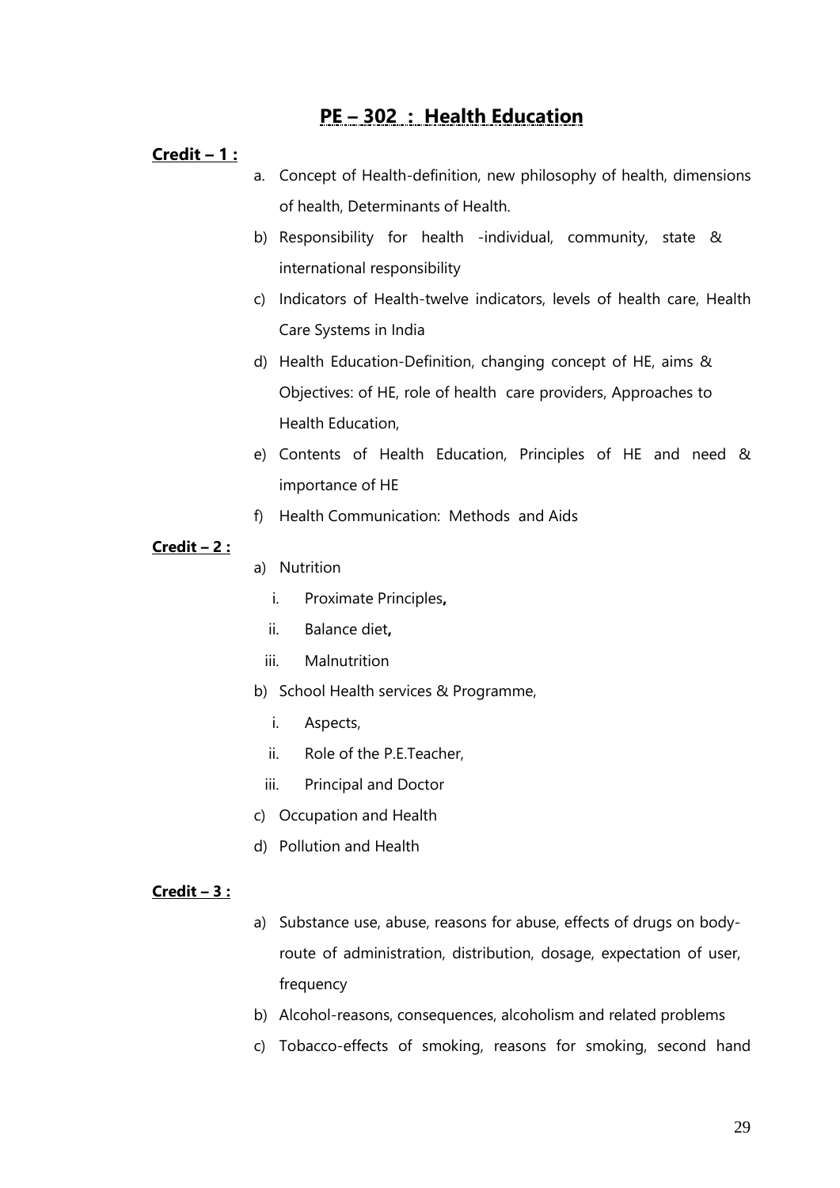# PE – 302 : Health Education

**Credit – 1 :**

a. Concept of Health-definition, new philosophy of health, dimensions of health, Determinants of Health.

b) Responsibility for health -individual, community, state & international responsibility

c) Indicators of Health-twelve indicators, levels of health care, Health Care Systems in India

d) Health Education-Definition, changing concept of HE, aims & Objectives: of HE, role of health care providers, Approaches to Health Education,

e) Contents of Health Education, Principles of HE and need & importance of HE

f) Health Communication: Methods and Aids

**Credit – 2 :**

a) Nutrition
   - i. Proximate Principles**,**
   - ii. Balance diet**,**
   - iii. Malnutrition

b) School Health services & Programme,
   - i. Aspects,
   - ii. Role of the P.E.Teacher,
   - iii. Principal and Doctor

c) Occupation and Health

d) Pollution and Health

**Credit – 3 :**

a) Substance use, abuse, reasons for abuse, effects of drugs on body-route of administration, distribution, dosage, expectation of user, frequency

b) Alcohol-reasons, consequences, alcoholism and related problems

c) Tobacco-effects of smoking, reasons for smoking, second hand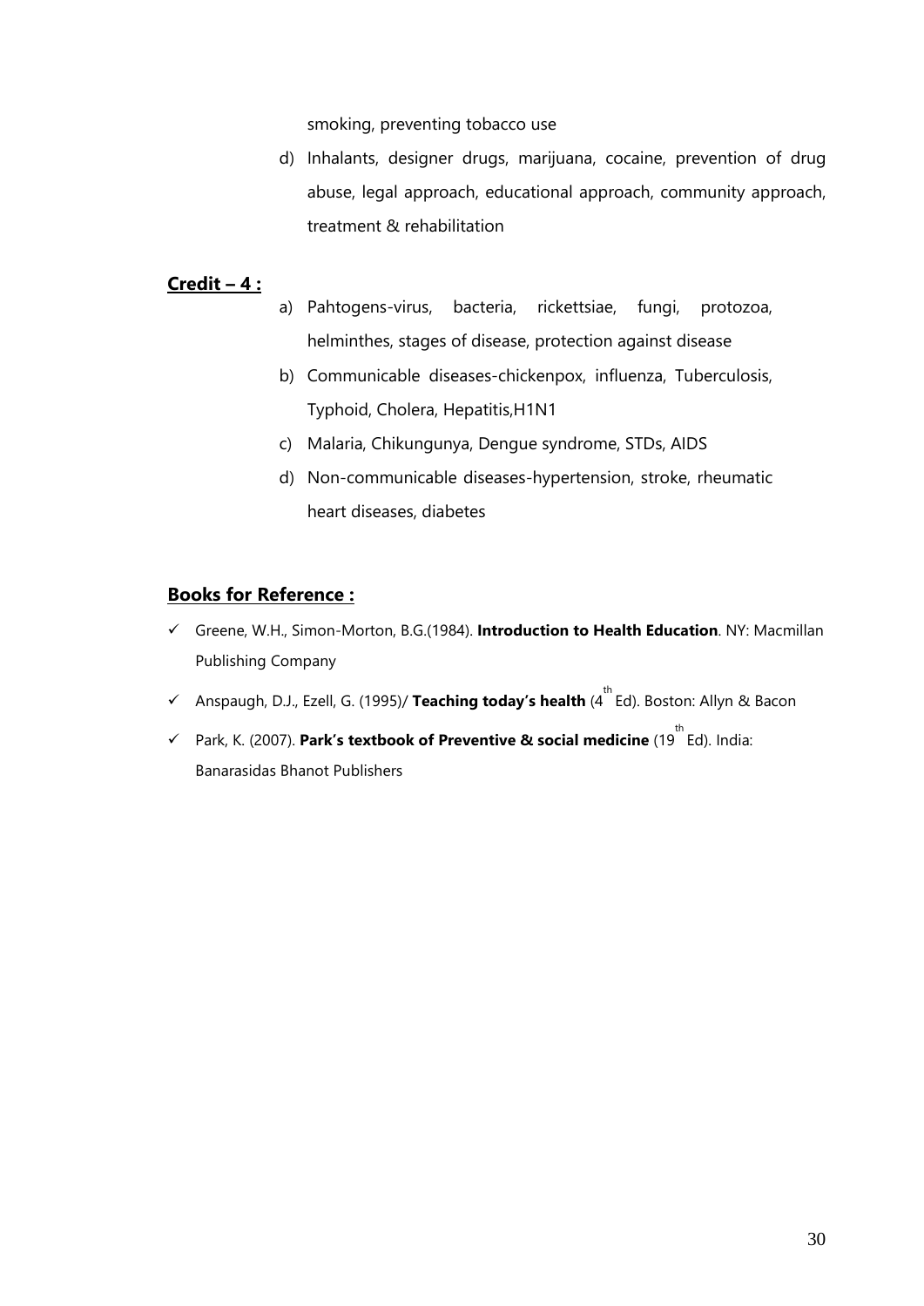smoking, preventing tobacco use

d) Inhalants, designer drugs, marijuana, cocaine, prevention of drug abuse, legal approach, educational approach, community approach, treatment & rehabilitation

**Credit – 4 :**

a) Pahtogens-virus, bacteria, rickettsiae, fungi, protozoa, helminthes, stages of disease, protection against disease

b) Communicable diseases-chickenpox, influenza, Tuberculosis, Typhoid, Cholera, Hepatitis,H1N1

c) Malaria, Chikungunya, Dengue syndrome, STDs, AIDS

d) Non-communicable diseases-hypertension, stroke, rheumatic heart diseases, diabetes

**Books for Reference :**

- ✓ Greene, W.H., Simon-Morton, B.G.(1984). **Introduction to Health Education**. NY: Macmillan Publishing Company
- ✓ Anspaugh, D.J., Ezell, G. (1995)/ **Teaching today's health** ($4^{th}$ Ed). Boston: Allyn & Bacon
- ✓ Park, K. (2007). **Park's textbook of Preventive & social medicine** ($19^{th}$ Ed). India: Banarasidas Bhanot Publishers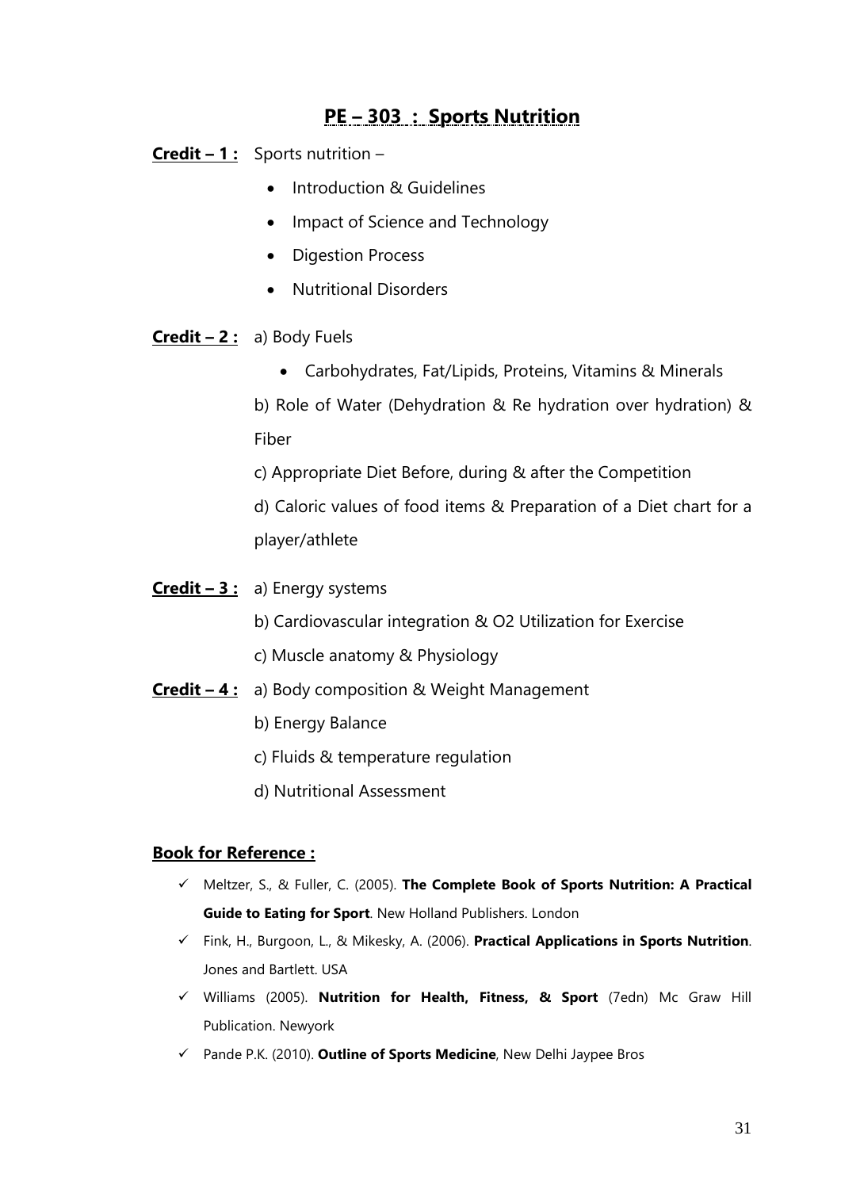## PE – 303 : Sports Nutrition

**Credit – 1 :** Sports nutrition –

- Introduction & Guidelines
- Impact of Science and Technology
- Digestion Process
- Nutritional Disorders

**Credit – 2 :** a) Body Fuels

- Carbohydrates, Fat/Lipids, Proteins, Vitamins & Minerals

b) Role of Water (Dehydration & Re hydration over hydration) & Fiber

c) Appropriate Diet Before, during & after the Competition

d) Caloric values of food items & Preparation of a Diet chart for a player/athlete

**Credit – 3 :** a) Energy systems

b) Cardiovascular integration & O2 Utilization for Exercise

c) Muscle anatomy & Physiology

**Credit – 4 :** a) Body composition & Weight Management

b) Energy Balance

c) Fluids & temperature regulation

d) Nutritional Assessment

**Book for Reference :**

- ✓ Meltzer, S., & Fuller, C. (2005). **The Complete Book of Sports Nutrition: A Practical Guide to Eating for Sport**. New Holland Publishers. London
- ✓ Fink, H., Burgoon, L., & Mikesky, A. (2006). **Practical Applications in Sports Nutrition**. Jones and Bartlett. USA
- ✓ Williams (2005). **Nutrition for Health, Fitness, & Sport** (7edn) Mc Graw Hill Publication. Newyork
- ✓ Pande P.K. (2010). **Outline of Sports Medicine**, New Delhi Jaypee Bros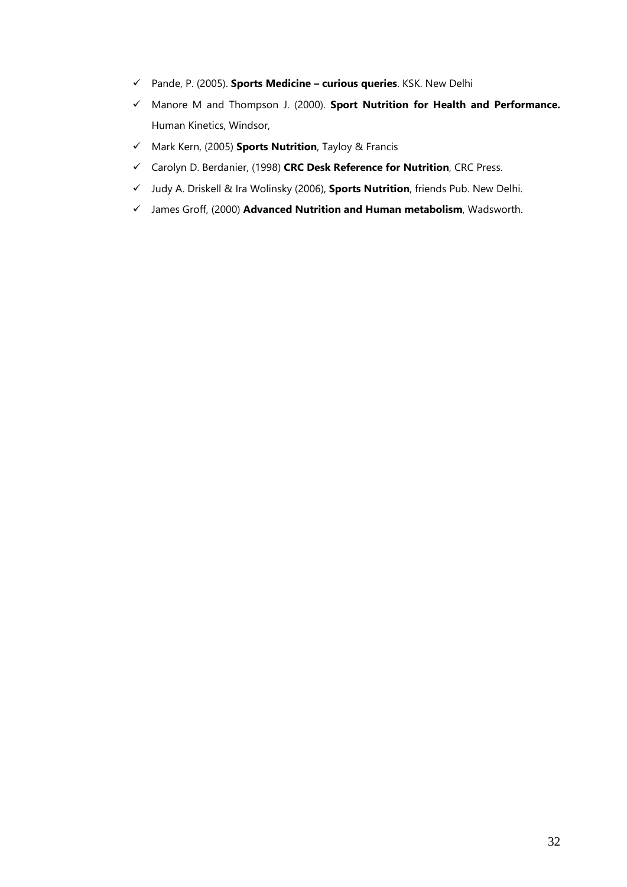- ✓ Pande, P. (2005). **Sports Medicine – curious queries**. KSK. New Delhi
- ✓ Manore M and Thompson J. (2000). **Sport Nutrition for Health and Performance.** Human Kinetics, Windsor,
- ✓ Mark Kern, (2005) **Sports Nutrition**, Tayloy & Francis
- ✓ Carolyn D. Berdanier, (1998) **CRC Desk Reference for Nutrition**, CRC Press.
- ✓ Judy A. Driskell & Ira Wolinsky (2006), **Sports Nutrition**, friends Pub. New Delhi.
- ✓ James Groff, (2000) **Advanced Nutrition and Human metabolism**, Wadsworth.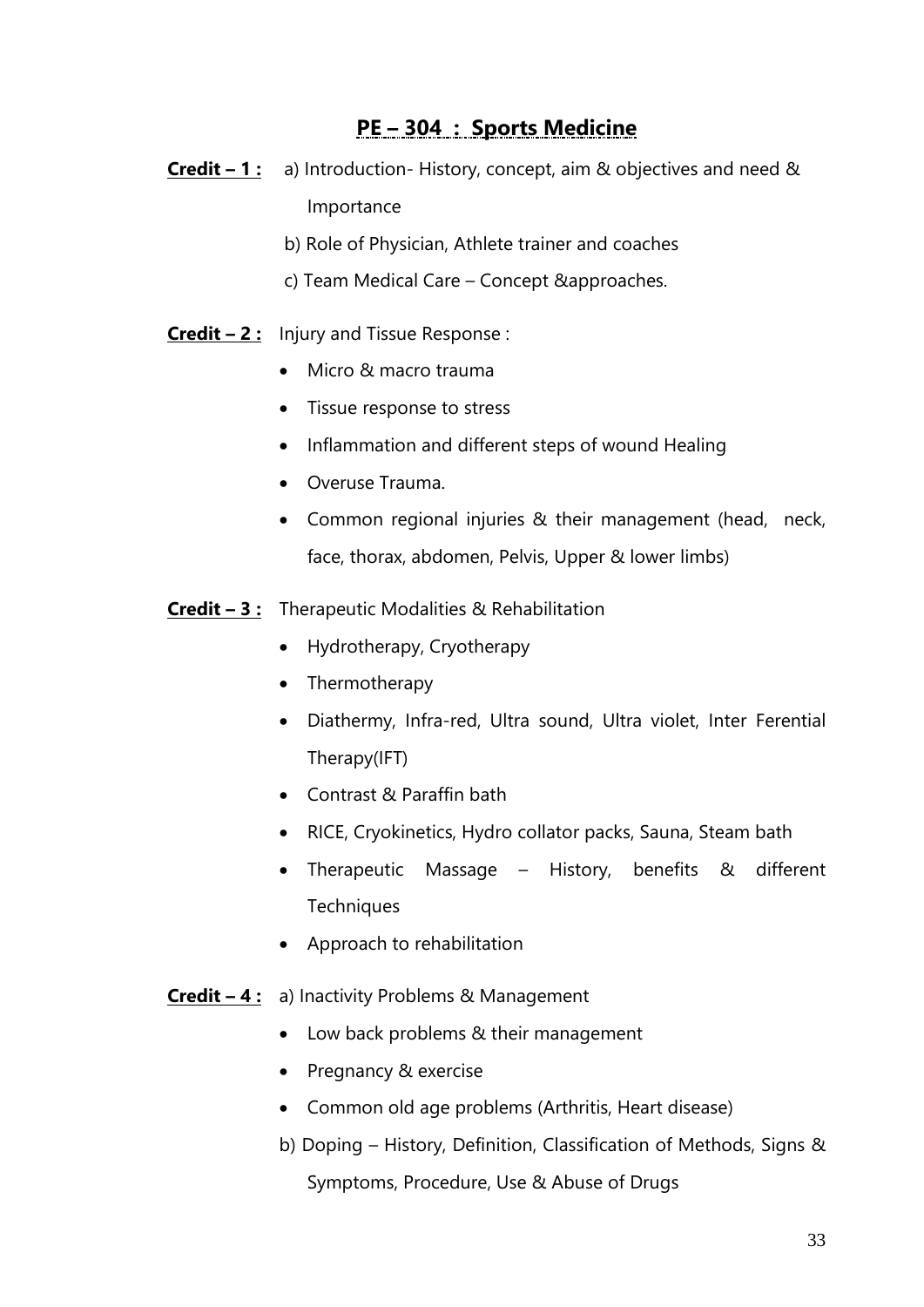## PE – 304 : Sports Medicine

**Credit – 1 :** a) Introduction- History, concept, aim & objectives and need & Importance

b) Role of Physician, Athlete trainer and coaches

c) Team Medical Care – Concept &approaches.

**Credit – 2 :** Injury and Tissue Response :

- Micro & macro trauma
- Tissue response to stress
- Inflammation and different steps of wound Healing
- Overuse Trauma.
- Common regional injuries & their management (head, neck, face, thorax, abdomen, Pelvis, Upper & lower limbs)

**Credit – 3 :** Therapeutic Modalities & Rehabilitation

- Hydrotherapy, Cryotherapy
- Thermotherapy
- Diathermy, Infra-red, Ultra sound, Ultra violet, Inter Ferential Therapy(IFT)
- Contrast & Paraffin bath
- RICE, Cryokinetics, Hydro collator packs, Sauna, Steam bath
- Therapeutic Massage – History, benefits & different Techniques
- Approach to rehabilitation

**Credit – 4 :** a) Inactivity Problems & Management

- Low back problems & their management
- Pregnancy & exercise
- Common old age problems (Arthritis, Heart disease)

b) Doping – History, Definition, Classification of Methods, Signs & Symptoms, Procedure, Use & Abuse of Drugs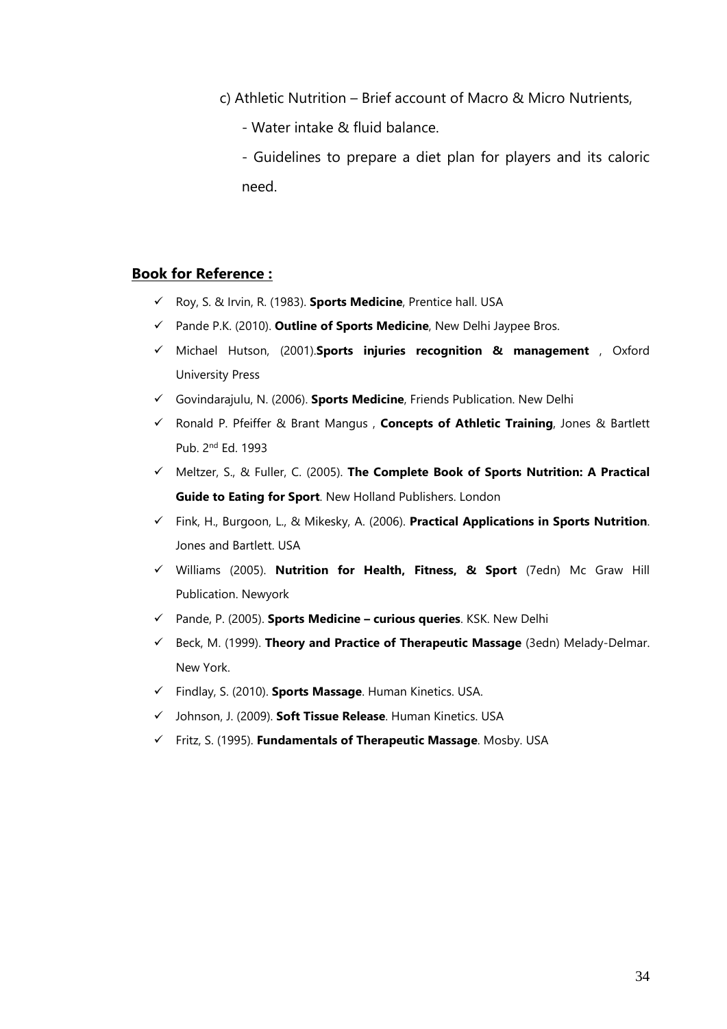c) Athletic Nutrition – Brief account of Macro & Micro Nutrients,

- Water intake & fluid balance.
- Guidelines to prepare a diet plan for players and its caloric need.

**Book for Reference :**

- ✓ Roy, S. & Irvin, R. (1983). **Sports Medicine**, Prentice hall. USA
- ✓ Pande P.K. (2010). **Outline of Sports Medicine**, New Delhi Jaypee Bros.
- ✓ Michael Hutson, (2001).**Sports injuries recognition & management** , Oxford University Press
- ✓ Govindarajulu, N. (2006). **Sports Medicine**, Friends Publication. New Delhi
- ✓ Ronald P. Pfeiffer & Brant Mangus , **Concepts of Athletic Training**, Jones & Bartlett Pub. 2nd Ed. 1993
- ✓ Meltzer, S., & Fuller, C. (2005). **The Complete Book of Sports Nutrition: A Practical Guide to Eating for Sport**. New Holland Publishers. London
- ✓ Fink, H., Burgoon, L., & Mikesky, A. (2006). **Practical Applications in Sports Nutrition**. Jones and Bartlett. USA
- ✓ Williams (2005). **Nutrition for Health, Fitness, & Sport** (7edn) Mc Graw Hill Publication. Newyork
- ✓ Pande, P. (2005). **Sports Medicine – curious queries**. KSK. New Delhi
- ✓ Beck, M. (1999). **Theory and Practice of Therapeutic Massage** (3edn) Melady-Delmar. New York.
- ✓ Findlay, S. (2010). **Sports Massage**. Human Kinetics. USA.
- ✓ Johnson, J. (2009). **Soft Tissue Release**. Human Kinetics. USA
- ✓ Fritz, S. (1995). **Fundamentals of Therapeutic Massage**. Mosby. USA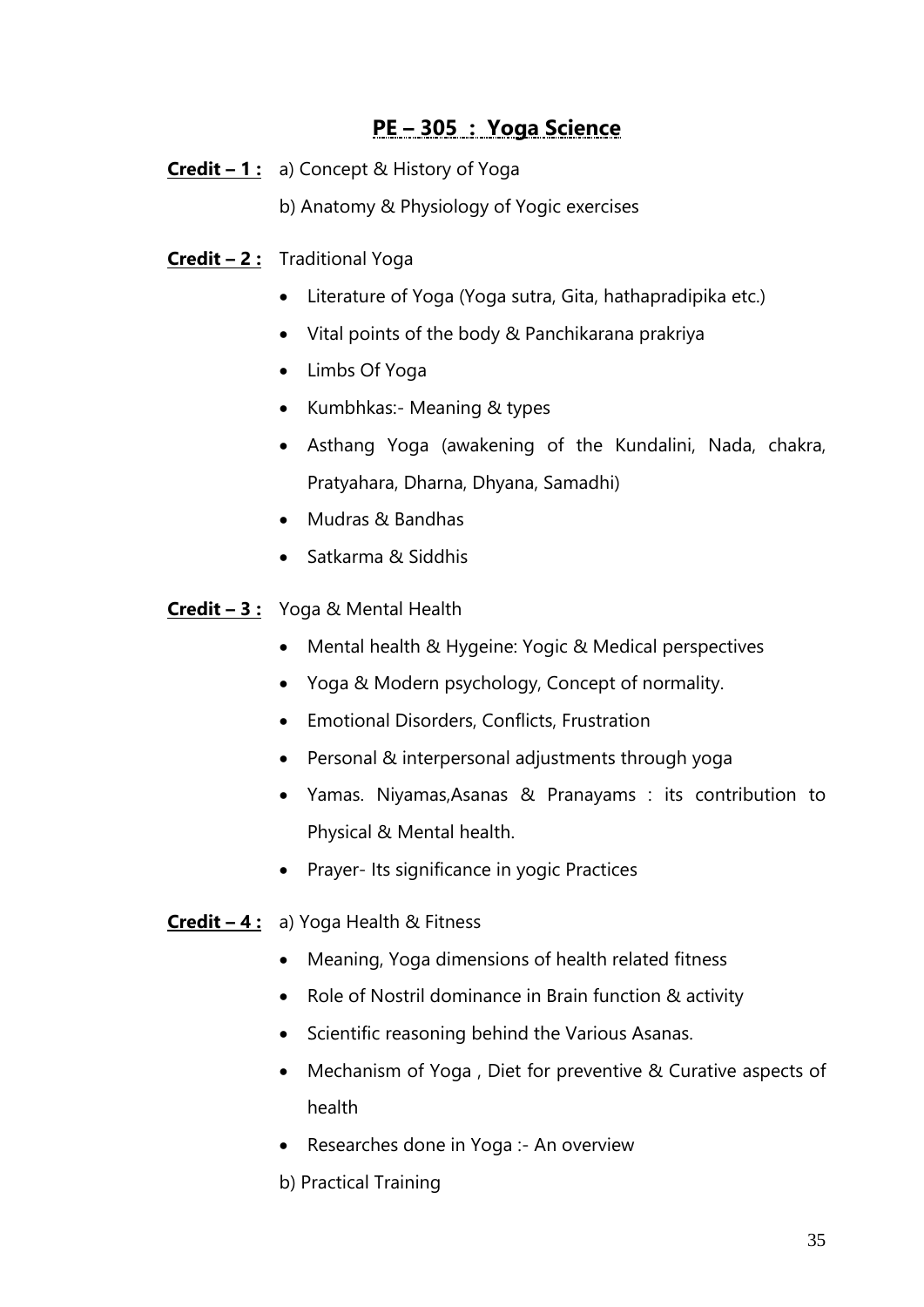## PE – 305 : Yoga Science

**Credit – 1 :** a) Concept & History of Yoga

b) Anatomy & Physiology of Yogic exercises

**Credit – 2 :** Traditional Yoga

- Literature of Yoga (Yoga sutra, Gita, hathapradipika etc.)
- Vital points of the body & Panchikarana prakriya
- Limbs Of Yoga
- Kumbhkas:- Meaning & types
- Asthang Yoga (awakening of the Kundalini, Nada, chakra, Pratyahara, Dharna, Dhyana, Samadhi)
- Mudras & Bandhas
- Satkarma & Siddhis

**Credit – 3 :** Yoga & Mental Health

- Mental health & Hygeine: Yogic & Medical perspectives
- Yoga & Modern psychology, Concept of normality.
- Emotional Disorders, Conflicts, Frustration
- Personal & interpersonal adjustments through yoga
- Yamas. Niyamas,Asanas & Pranayams : its contribution to Physical & Mental health.
- Prayer- Its significance in yogic Practices

**Credit – 4 :** a) Yoga Health & Fitness

- Meaning, Yoga dimensions of health related fitness
- Role of Nostril dominance in Brain function & activity
- Scientific reasoning behind the Various Asanas.
- Mechanism of Yoga , Diet for preventive & Curative aspects of health
- Researches done in Yoga :- An overview

b) Practical Training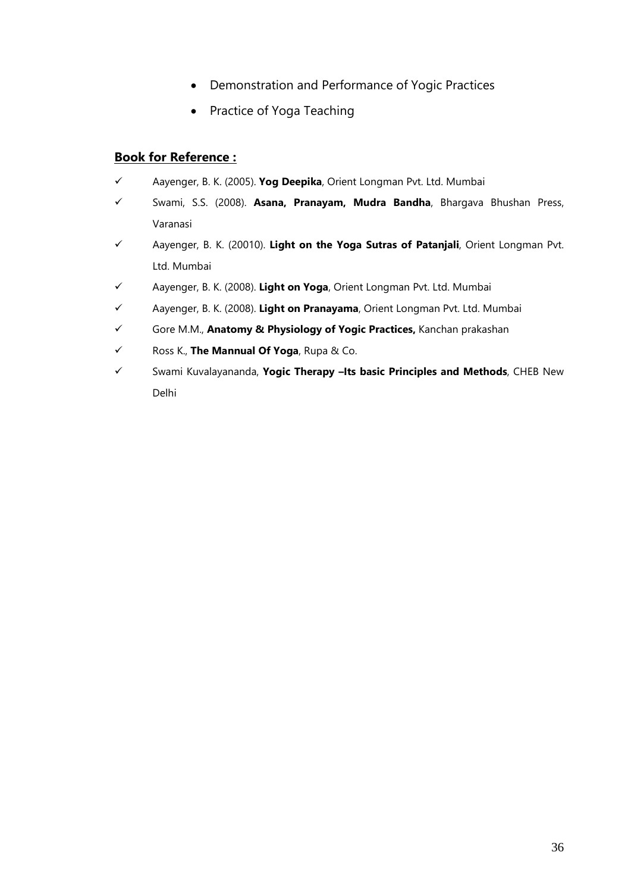- Demonstration and Performance of Yogic Practices
- Practice of Yoga Teaching

**Book for Reference :**

- ✓ Aayenger, B. K. (2005). **Yog Deepika**, Orient Longman Pvt. Ltd. Mumbai
- ✓ Swami, S.S. (2008). **Asana, Pranayam, Mudra Bandha**, Bhargava Bhushan Press, Varanasi
- ✓ Aayenger, B. K. (20010). **Light on the Yoga Sutras of Patanjali**, Orient Longman Pvt. Ltd. Mumbai
- ✓ Aayenger, B. K. (2008). **Light on Yoga**, Orient Longman Pvt. Ltd. Mumbai
- ✓ Aayenger, B. K. (2008). **Light on Pranayama**, Orient Longman Pvt. Ltd. Mumbai
- ✓ Gore M.M., **Anatomy & Physiology of Yogic Practices,** Kanchan prakashan
- ✓ Ross K., **The Mannual Of Yoga**, Rupa & Co.
- ✓ Swami Kuvalayananda, **Yogic Therapy –Its basic Principles and Methods**, CHEB New Delhi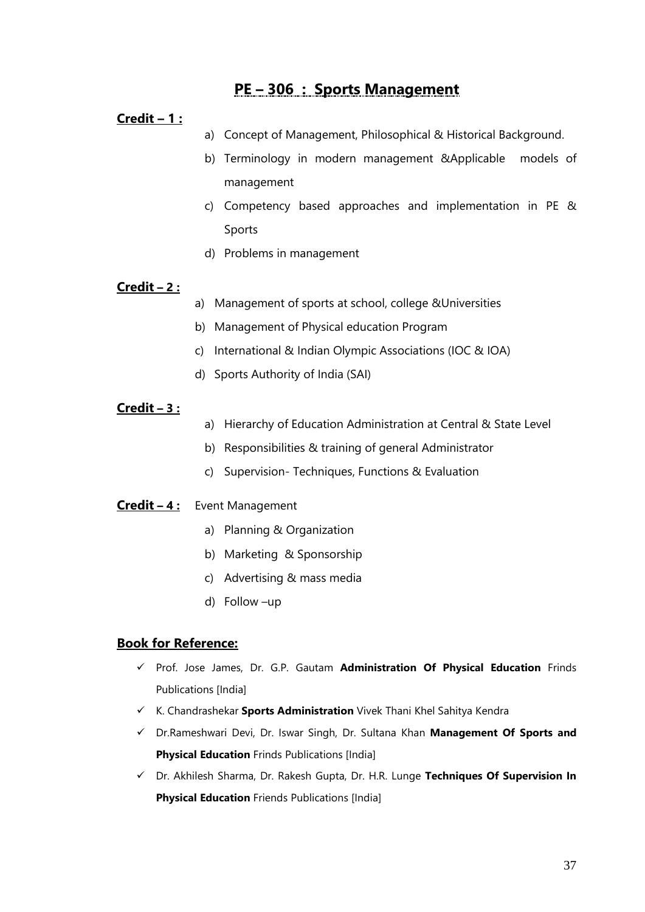## **PE – 306 : Sports Management**

**Credit – 1 :**

a) Concept of Management, Philosophical & Historical Background.

b) Terminology in modern management &Applicable models of management

c) Competency based approaches and implementation in PE & Sports

d) Problems in management

**Credit – 2 :**

a) Management of sports at school, college &Universities

b) Management of Physical education Program

c) International & Indian Olympic Associations (IOC & IOA)

d) Sports Authority of India (SAI)

**Credit – 3 :**

a) Hierarchy of Education Administration at Central & State Level

b) Responsibilities & training of general Administrator

c) Supervision- Techniques, Functions & Evaluation

**Credit – 4 :** Event Management

a) Planning & Organization

b) Marketing & Sponsorship

c) Advertising & mass media

d) Follow –up

**Book for Reference:**

- ✓ Prof. Jose James, Dr. G.P. Gautam **Administration Of Physical Education** Frinds Publications [India]
- ✓ K. Chandrashekar **Sports Administration** Vivek Thani Khel Sahitya Kendra
- ✓ Dr.Rameshwari Devi, Dr. Iswar Singh, Dr. Sultana Khan **Management Of Sports and Physical Education** Frinds Publications [India]
- ✓ Dr. Akhilesh Sharma, Dr. Rakesh Gupta, Dr. H.R. Lunge **Techniques Of Supervision In Physical Education** Friends Publications [India]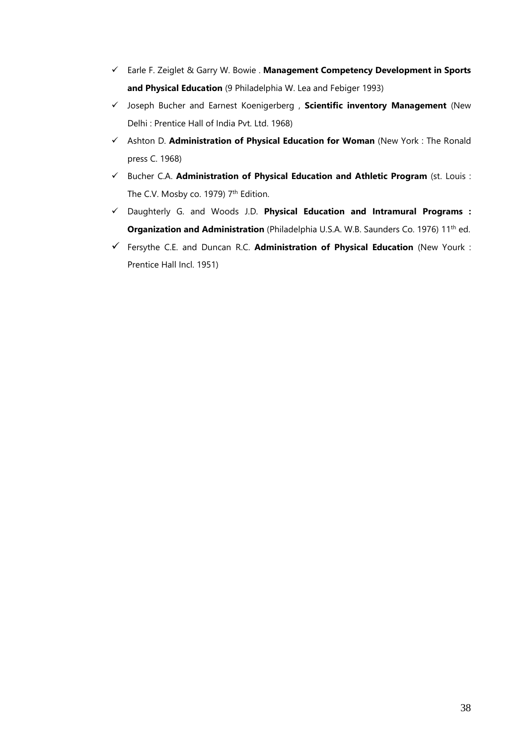- ✓ Earle F. Zeiglet & Garry W. Bowie . **Management Competency Development in Sports and Physical Education** (9 Philadelphia W. Lea and Febiger 1993)
- ✓ Joseph Bucher and Earnest Koenigerberg , **Scientific inventory Management** (New Delhi : Prentice Hall of India Pvt. Ltd. 1968)
- ✓ Ashton D. **Administration of Physical Education for Woman** (New York : The Ronald press C. 1968)
- ✓ Bucher C.A. **Administration of Physical Education and Athletic Program** (st. Louis : The C.V. Mosby co. 1979) 7th Edition.
- ✓ Daughterly G. and Woods J.D. **Physical Education and Intramural Programs : Organization and Administration** (Philadelphia U.S.A. W.B. Saunders Co. 1976) 11th ed.
- ✓ Fersythe C.E. and Duncan R.C. **Administration of Physical Education** (New Yourk : Prentice Hall Incl. 1951)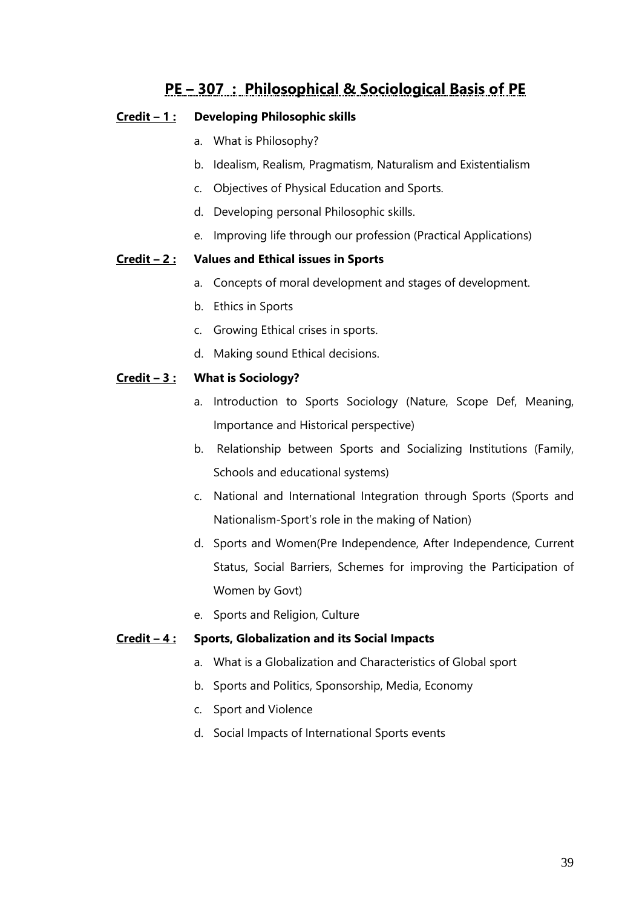## PE – 307 : Philosophical & Sociological Basis of PE

**Credit – 1 : Developing Philosophic skills**

a. What is Philosophy?
b. Idealism, Realism, Pragmatism, Naturalism and Existentialism
c. Objectives of Physical Education and Sports.
d. Developing personal Philosophic skills.
e. Improving life through our profession (Practical Applications)

**Credit – 2 : Values and Ethical issues in Sports**

a. Concepts of moral development and stages of development.
b. Ethics in Sports
c. Growing Ethical crises in sports.
d. Making sound Ethical decisions.

**Credit – 3 : What is Sociology?**

a. Introduction to Sports Sociology (Nature, Scope Def, Meaning, Importance and Historical perspective)
b. Relationship between Sports and Socializing Institutions (Family, Schools and educational systems)
c. National and International Integration through Sports (Sports and Nationalism-Sport's role in the making of Nation)
d. Sports and Women(Pre Independence, After Independence, Current Status, Social Barriers, Schemes for improving the Participation of Women by Govt)
e. Sports and Religion, Culture

**Credit – 4 : Sports, Globalization and its Social Impacts**

a. What is a Globalization and Characteristics of Global sport
b. Sports and Politics, Sponsorship, Media, Economy
c. Sport and Violence
d. Social Impacts of International Sports events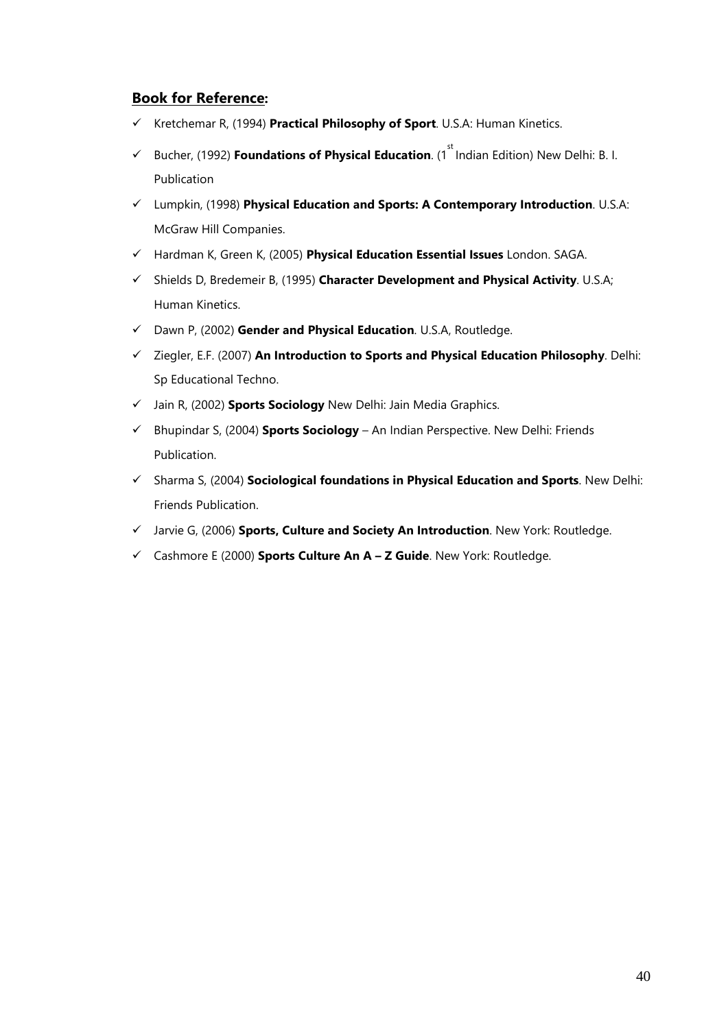**Book for Reference:**

- ✓ Kretchemar R, (1994) **Practical Philosophy of Sport**. U.S.A: Human Kinetics.
- ✓ Bucher, (1992) **Foundations of Physical Education**. (1st Indian Edition) New Delhi: B. I. Publication
- ✓ Lumpkin, (1998) **Physical Education and Sports: A Contemporary Introduction**. U.S.A: McGraw Hill Companies.
- ✓ Hardman K, Green K, (2005) **Physical Education Essential Issues** London. SAGA.
- ✓ Shields D, Bredemeir B, (1995) **Character Development and Physical Activity**. U.S.A; Human Kinetics.
- ✓ Dawn P, (2002) **Gender and Physical Education**. U.S.A, Routledge.
- ✓ Ziegler, E.F. (2007) **An Introduction to Sports and Physical Education Philosophy**. Delhi: Sp Educational Techno.
- ✓ Jain R, (2002) **Sports Sociology** New Delhi: Jain Media Graphics.
- ✓ Bhupindar S, (2004) **Sports Sociology** – An Indian Perspective. New Delhi: Friends Publication.
- ✓ Sharma S, (2004) **Sociological foundations in Physical Education and Sports**. New Delhi: Friends Publication.
- ✓ Jarvie G, (2006) **Sports, Culture and Society An Introduction**. New York: Routledge.
- ✓ Cashmore E (2000) **Sports Culture An A – Z Guide**. New York: Routledge.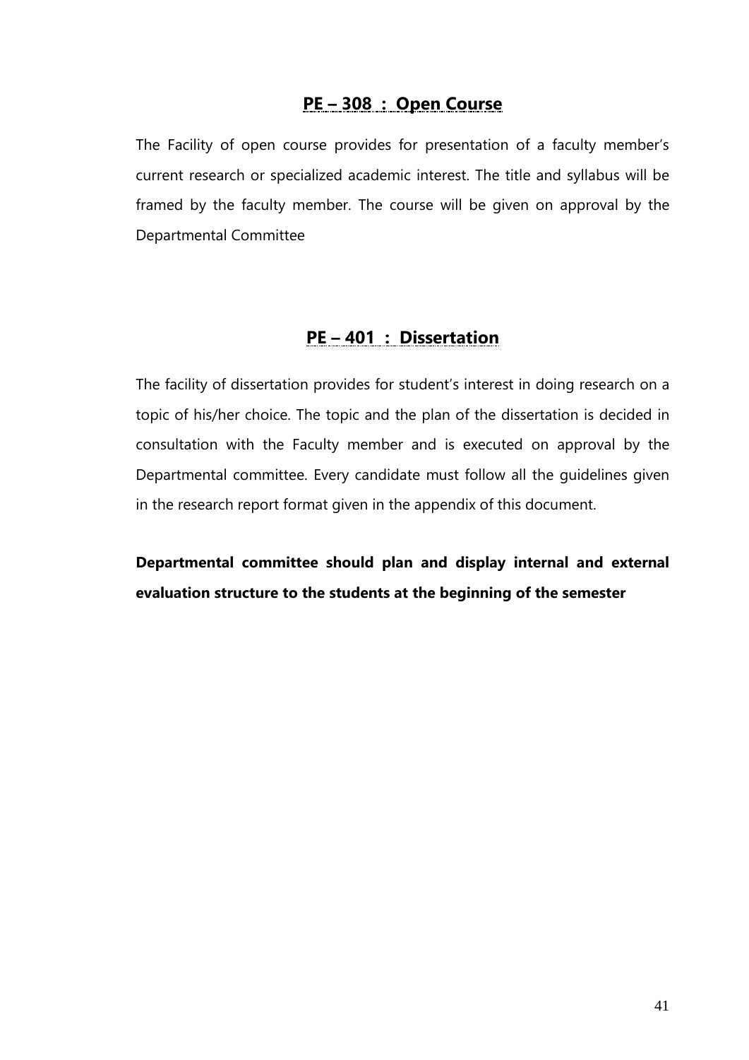## PE – 308 : Open Course

The Facility of open course provides for presentation of a faculty member's current research or specialized academic interest. The title and syllabus will be framed by the faculty member. The course will be given on approval by the Departmental Committee

## PE – 401 : Dissertation

The facility of dissertation provides for student's interest in doing research on a topic of his/her choice. The topic and the plan of the dissertation is decided in consultation with the Faculty member and is executed on approval by the Departmental committee. Every candidate must follow all the guidelines given in the research report format given in the appendix of this document.

**Departmental committee should plan and display internal and external evaluation structure to the students at the beginning of the semester**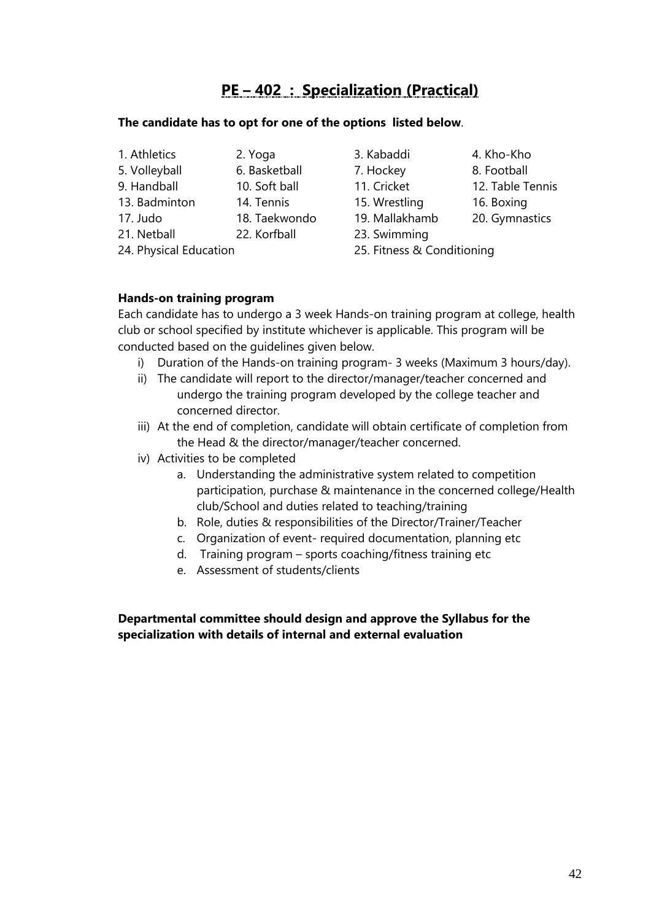## PE – 402 : Specialization (Practical)

**The candidate has to opt for one of the options listed below**.

| | | | |
|---|---|---|---|
| 1. Athletics | 2. Yoga | 3. Kabaddi | 4. Kho-Kho |
| 5. Volleyball | 6. Basketball | 7. Hockey | 8. Football |
| 9. Handball | 10. Soft ball | 11. Cricket | 12. Table Tennis |
| 13. Badminton | 14. Tennis | 15. Wrestling | 16. Boxing |
| 17. Judo | 18. Taekwondo | 19. Mallakhamb | 20. Gymnastics |
| 21. Netball | 22. Korfball | 23. Swimming | |
| 24. Physical Education | | 25. Fitness & Conditioning | |

**Hands-on training program**

Each candidate has to undergo a 3 week Hands-on training program at college, health club or school specified by institute whichever is applicable. This program will be conducted based on the guidelines given below.

i) Duration of the Hands-on training program- 3 weeks (Maximum 3 hours/day).

ii) The candidate will report to the director/manager/teacher concerned and undergo the training program developed by the college teacher and concerned director.

iii) At the end of completion, candidate will obtain certificate of completion from the Head & the director/manager/teacher concerned.

iv) Activities to be completed

   a. Understanding the administrative system related to competition participation, purchase & maintenance in the concerned college/Health club/School and duties related to teaching/training
   b. Role, duties & responsibilities of the Director/Trainer/Teacher
   c. Organization of event- required documentation, planning etc
   d. Training program – sports coaching/fitness training etc
   e. Assessment of students/clients

**Departmental committee should design and approve the Syllabus for the specialization with details of internal and external evaluation**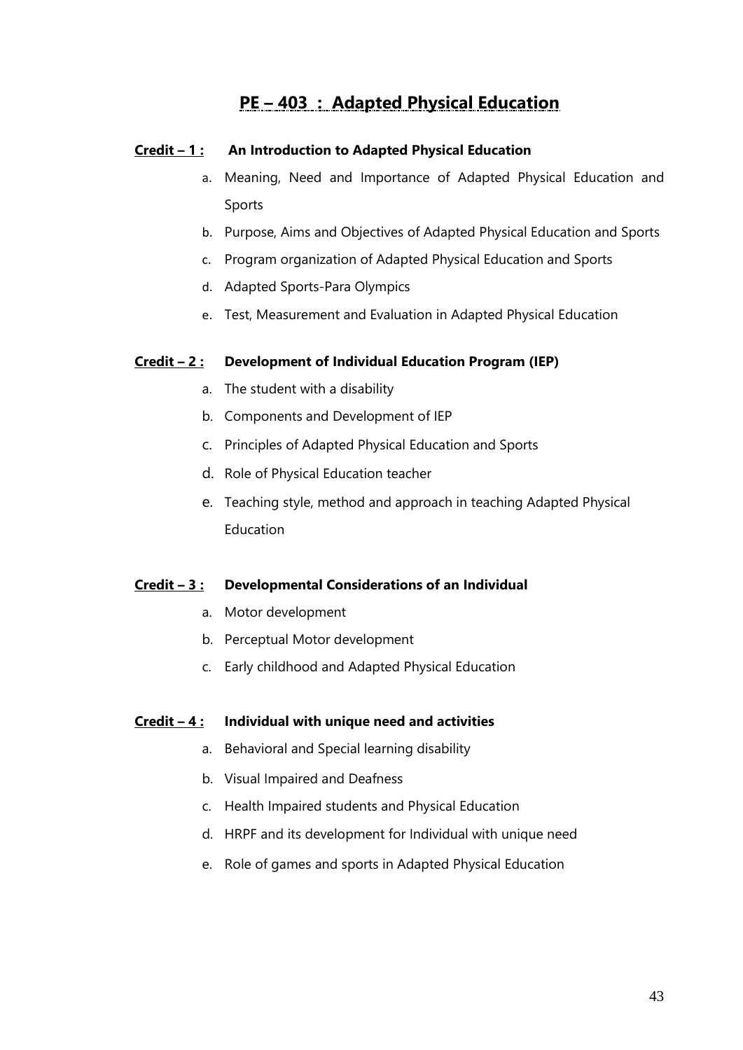# PE – 403 : Adapted Physical Education

**Credit – 1 : An Introduction to Adapted Physical Education**

a. Meaning, Need and Importance of Adapted Physical Education and Sports
b. Purpose, Aims and Objectives of Adapted Physical Education and Sports
c. Program organization of Adapted Physical Education and Sports
d. Adapted Sports-Para Olympics
e. Test, Measurement and Evaluation in Adapted Physical Education

**Credit – 2 : Development of Individual Education Program (IEP)**

a. The student with a disability
b. Components and Development of IEP
c. Principles of Adapted Physical Education and Sports
d. Role of Physical Education teacher
e. Teaching style, method and approach in teaching Adapted Physical Education

**Credit – 3 : Developmental Considerations of an Individual**

a. Motor development
b. Perceptual Motor development
c. Early childhood and Adapted Physical Education

**Credit – 4 : Individual with unique need and activities**

a. Behavioral and Special learning disability
b. Visual Impaired and Deafness
c. Health Impaired students and Physical Education
d. HRPF and its development for Individual with unique need
e. Role of games and sports in Adapted Physical Education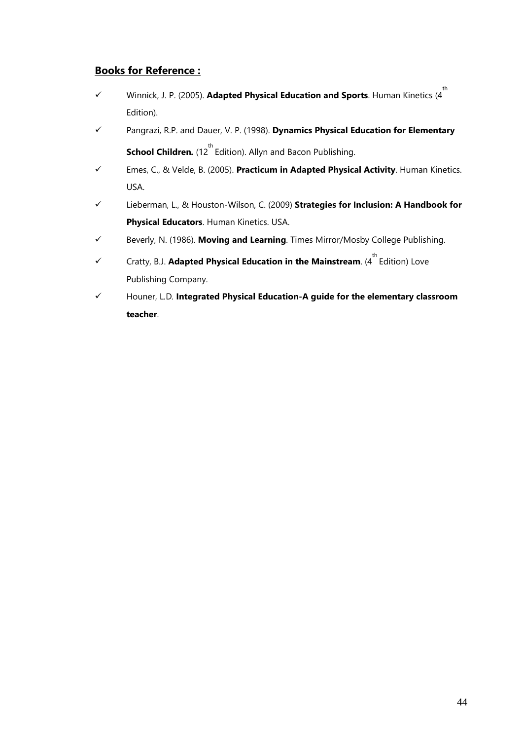**Books for Reference :**

- ✓ Winnick, J. P. (2005). **Adapted Physical Education and Sports**. Human Kinetics ($4^{th}$ Edition).
- ✓ Pangrazi, R.P. and Dauer, V. P. (1998). **Dynamics Physical Education for Elementary School Children.** ($12^{th}$ Edition). Allyn and Bacon Publishing.
- ✓ Emes, C., & Velde, B. (2005). **Practicum in Adapted Physical Activity**. Human Kinetics. USA.
- ✓ Lieberman, L., & Houston-Wilson, C. (2009) **Strategies for Inclusion: A Handbook for Physical Educators**. Human Kinetics. USA.
- ✓ Beverly, N. (1986). **Moving and Learning**. Times Mirror/Mosby College Publishing.
- ✓ Cratty, B.J. **Adapted Physical Education in the Mainstream**. ($4^{th}$ Edition) Love Publishing Company.
- ✓ Houner, L.D. **Integrated Physical Education-A guide for the elementary classroom teacher**.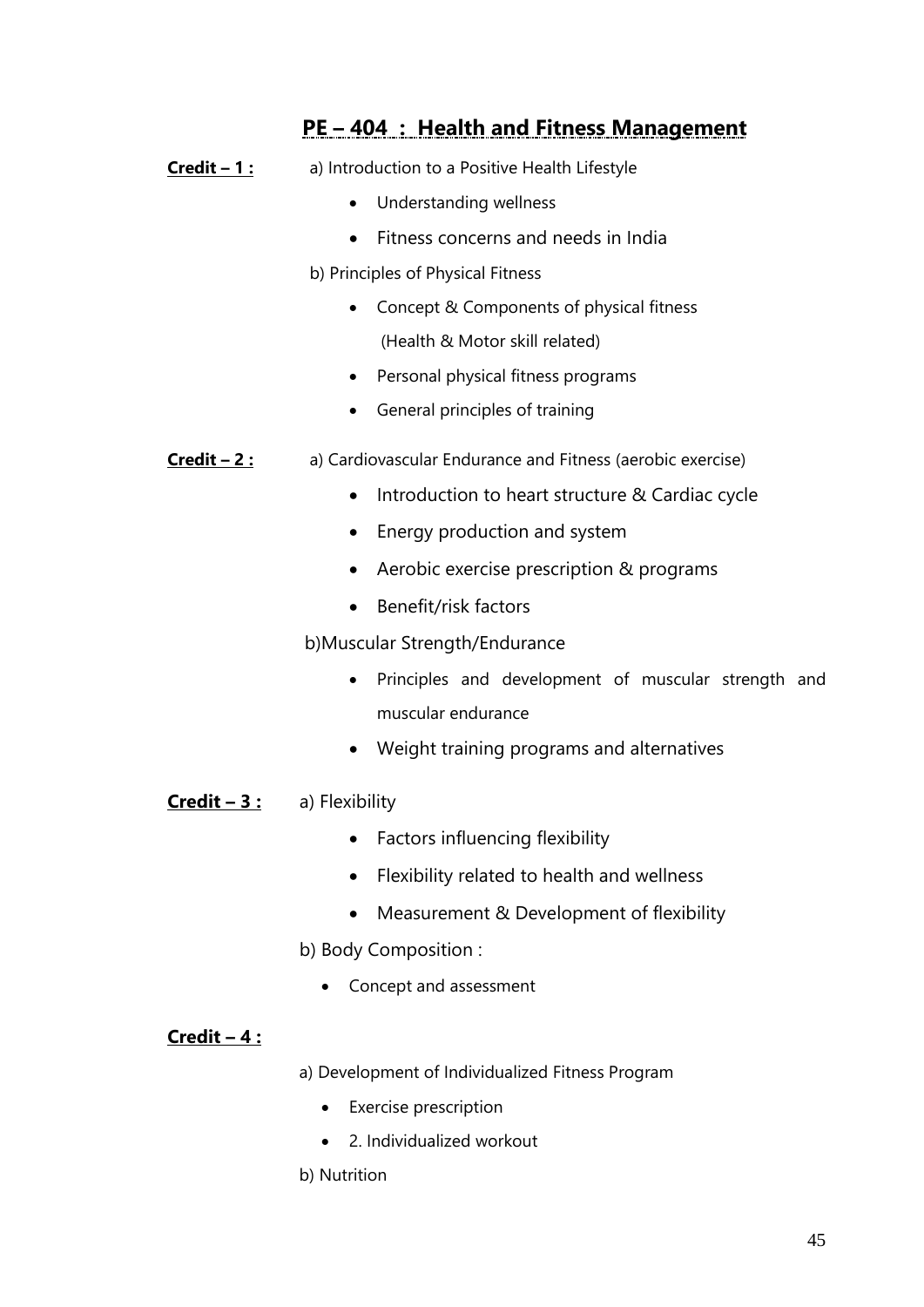## PE – 404 : Health and Fitness Management

**Credit – 1 :**

a) Introduction to a Positive Health Lifestyle

- Understanding wellness
- Fitness concerns and needs in India

b) Principles of Physical Fitness

- Concept & Components of physical fitness (Health & Motor skill related)
- Personal physical fitness programs
- General principles of training

**Credit – 2 :**

a) Cardiovascular Endurance and Fitness (aerobic exercise)

- Introduction to heart structure & Cardiac cycle
- Energy production and system
- Aerobic exercise prescription & programs
- Benefit/risk factors

b)Muscular Strength/Endurance

- Principles and development of muscular strength and muscular endurance
- Weight training programs and alternatives

**Credit – 3 :**

a) Flexibility

- Factors influencing flexibility
- Flexibility related to health and wellness
- Measurement & Development of flexibility

b) Body Composition :

- Concept and assessment

**Credit – 4 :**

a) Development of Individualized Fitness Program

- Exercise prescription
- 2. Individualized workout

b) Nutrition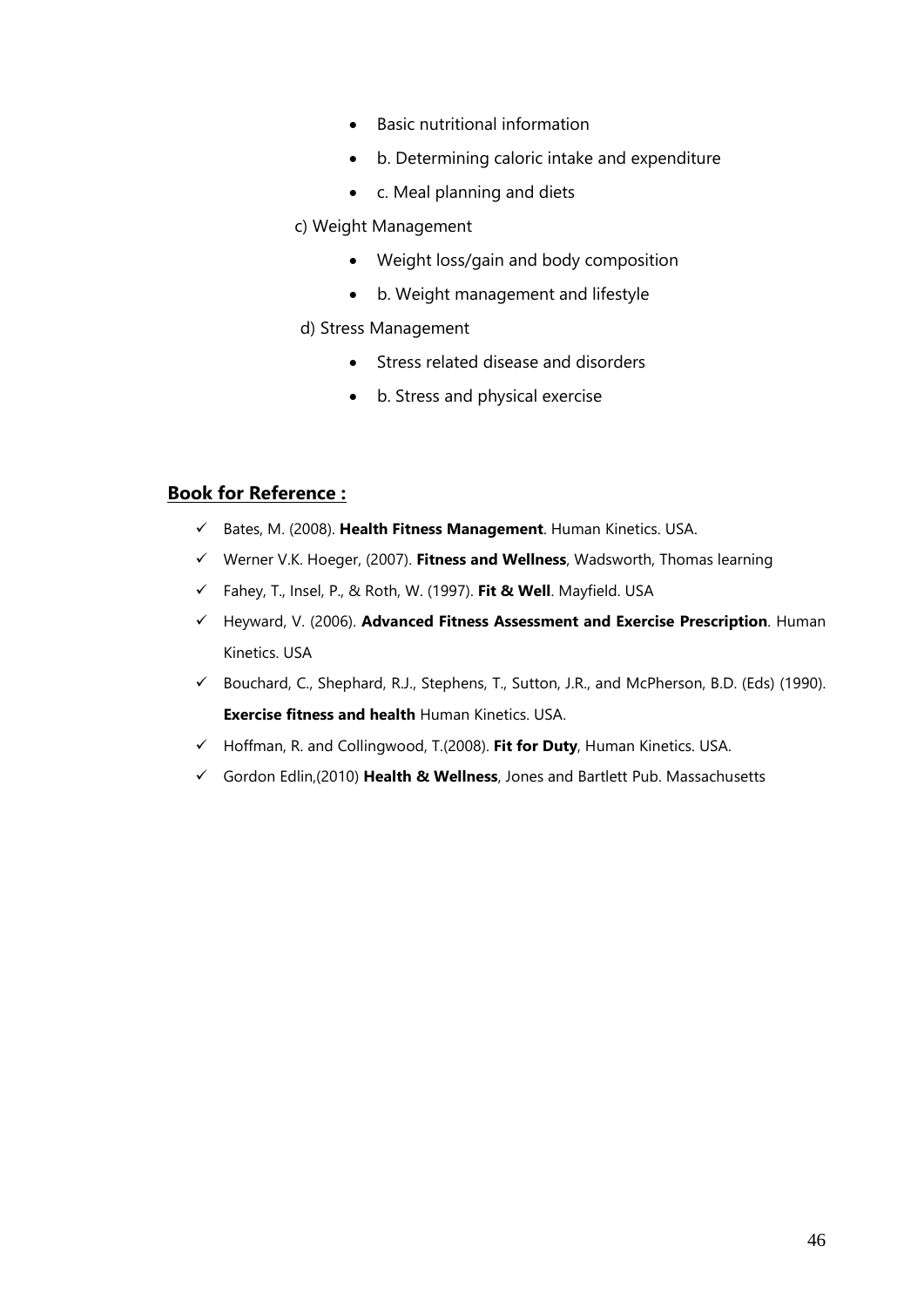- Basic nutritional information
- b. Determining caloric intake and expenditure
- c. Meal planning and diets

c) Weight Management

- Weight loss/gain and body composition
- b. Weight management and lifestyle

d) Stress Management

- Stress related disease and disorders
- b. Stress and physical exercise

## Book for Reference :

- ✓ Bates, M. (2008). **Health Fitness Management**. Human Kinetics. USA.
- ✓ Werner V.K. Hoeger, (2007). **Fitness and Wellness**, Wadsworth, Thomas learning
- ✓ Fahey, T., Insel, P., & Roth, W. (1997). **Fit & Well**. Mayfield. USA
- ✓ Heyward, V. (2006). **Advanced Fitness Assessment and Exercise Prescription**. Human Kinetics. USA
- ✓ Bouchard, C., Shephard, R.J., Stephens, T., Sutton, J.R., and McPherson, B.D. (Eds) (1990). **Exercise fitness and health** Human Kinetics. USA.
- ✓ Hoffman, R. and Collingwood, T.(2008). **Fit for Duty**, Human Kinetics. USA.
- ✓ Gordon Edlin,(2010) **Health & Wellness**, Jones and Bartlett Pub. Massachusetts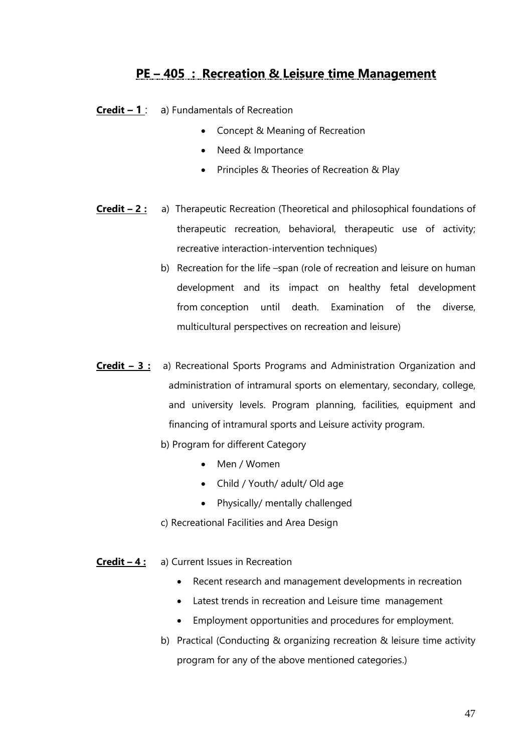# PE – 405 : Recreation & Leisure time Management

**Credit – 1** : a) Fundamentals of Recreation

- Concept & Meaning of Recreation
- Need & Importance
- Principles & Theories of Recreation & Play

**Credit – 2 :** a) Therapeutic Recreation (Theoretical and philosophical foundations of therapeutic recreation, behavioral, therapeutic use of activity; recreative interaction-intervention techniques)

b) Recreation for the life –span (role of recreation and leisure on human development and its impact on healthy fetal development from conception until death. Examination of the diverse, multicultural perspectives on recreation and leisure)

**Credit – 3 :** a) Recreational Sports Programs and Administration Organization and administration of intramural sports on elementary, secondary, college, and university levels. Program planning, facilities, equipment and financing of intramural sports and Leisure activity program.

b) Program for different Category

- Men / Women
- Child / Youth/ adult/ Old age
- Physically/ mentally challenged

c) Recreational Facilities and Area Design

**Credit – 4 :** a) Current Issues in Recreation

- Recent research and management developments in recreation
- Latest trends in recreation and Leisure time management
- Employment opportunities and procedures for employment.

b) Practical (Conducting & organizing recreation & leisure time activity program for any of the above mentioned categories.)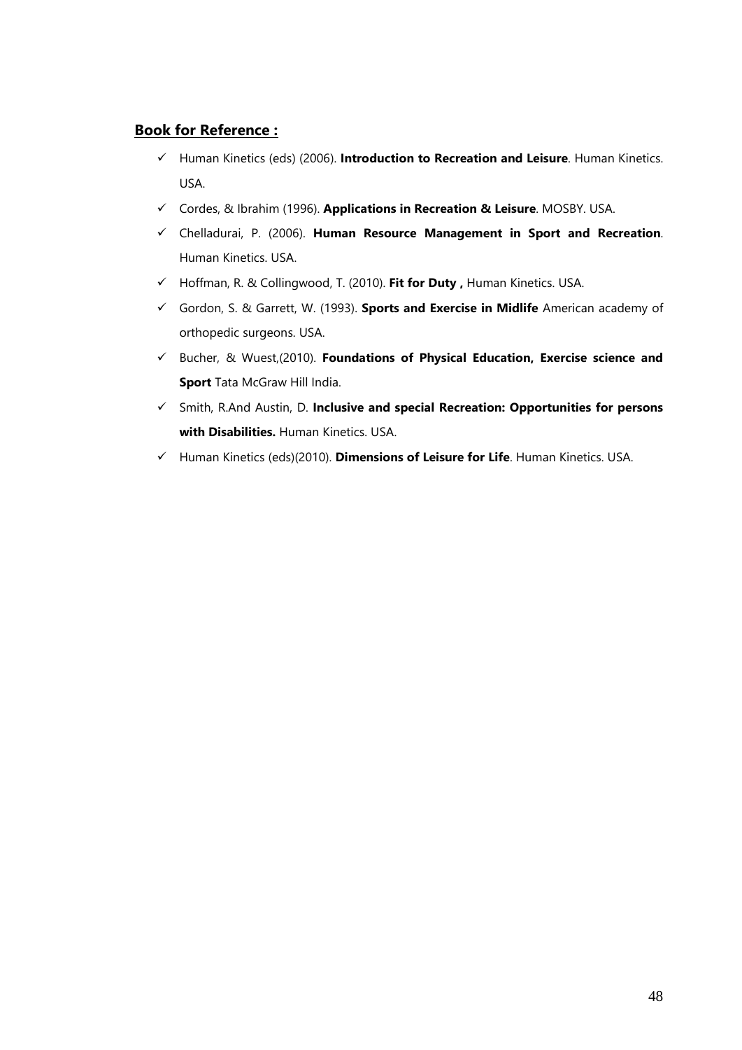## Book for Reference :

- ✓ Human Kinetics (eds) (2006). **Introduction to Recreation and Leisure**. Human Kinetics. USA.
- ✓ Cordes, & Ibrahim (1996). **Applications in Recreation & Leisure**. MOSBY. USA.
- ✓ Chelladurai, P. (2006). **Human Resource Management in Sport and Recreation**. Human Kinetics. USA.
- ✓ Hoffman, R. & Collingwood, T. (2010). **Fit for Duty ,** Human Kinetics. USA.
- ✓ Gordon, S. & Garrett, W. (1993). **Sports and Exercise in Midlife** American academy of orthopedic surgeons. USA.
- ✓ Bucher, & Wuest,(2010). **Foundations of Physical Education, Exercise science and Sport** Tata McGraw Hill India.
- ✓ Smith, R.And Austin, D. **Inclusive and special Recreation: Opportunities for persons with Disabilities.** Human Kinetics. USA.
- ✓ Human Kinetics (eds)(2010). **Dimensions of Leisure for Life**. Human Kinetics. USA.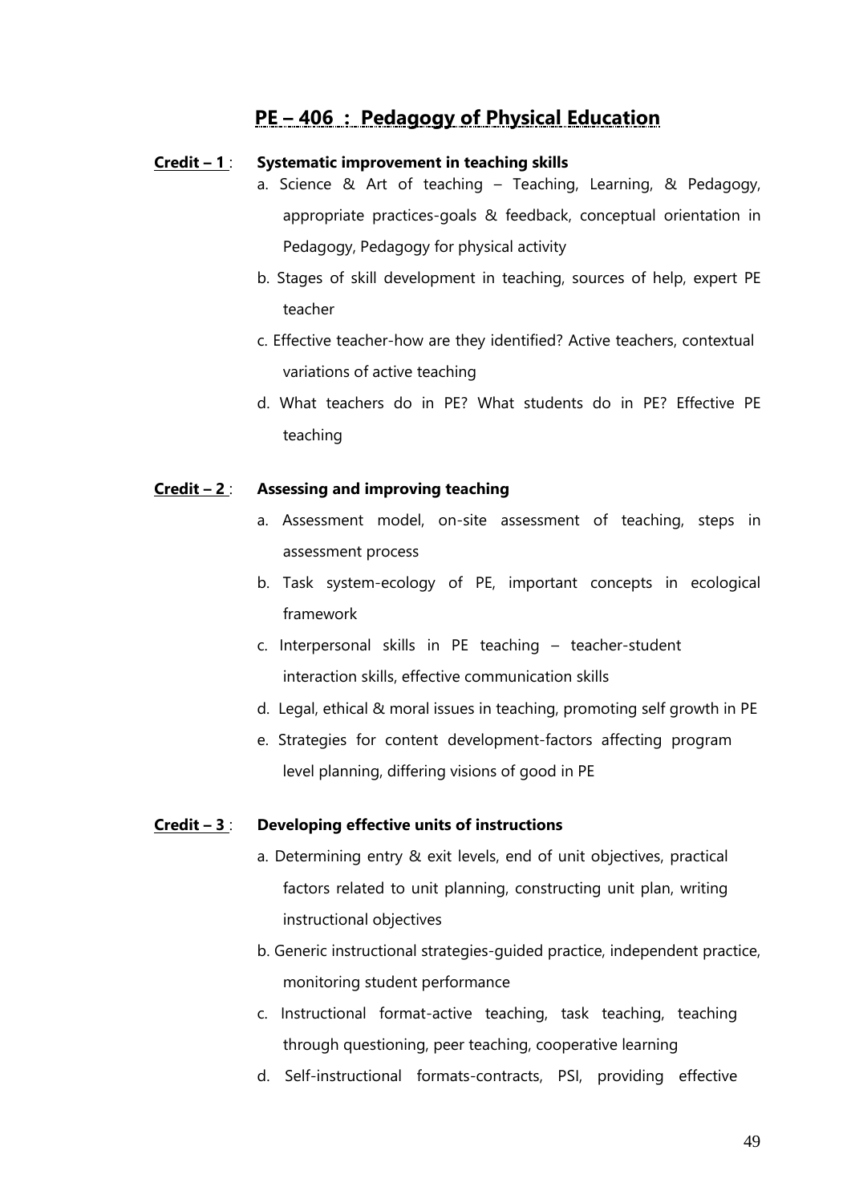## PE – 406 : Pedagogy of Physical Education

**Credit – 1** : **Systematic improvement in teaching skills**

a. Science & Art of teaching – Teaching, Learning, & Pedagogy, appropriate practices-goals & feedback, conceptual orientation in Pedagogy, Pedagogy for physical activity

b. Stages of skill development in teaching, sources of help, expert PE teacher

c. Effective teacher-how are they identified? Active teachers, contextual variations of active teaching

d. What teachers do in PE? What students do in PE? Effective PE teaching

**Credit – 2** : **Assessing and improving teaching**

a. Assessment model, on-site assessment of teaching, steps in assessment process

b. Task system-ecology of PE, important concepts in ecological framework

c. Interpersonal skills in PE teaching – teacher-student interaction skills, effective communication skills

d. Legal, ethical & moral issues in teaching, promoting self growth in PE

e. Strategies for content development-factors affecting program level planning, differing visions of good in PE

**Credit – 3** : **Developing effective units of instructions**

a. Determining entry & exit levels, end of unit objectives, practical factors related to unit planning, constructing unit plan, writing instructional objectives

b. Generic instructional strategies-guided practice, independent practice, monitoring student performance

c. Instructional format-active teaching, task teaching, teaching through questioning, peer teaching, cooperative learning

d. Self-instructional formats-contracts, PSI, providing effective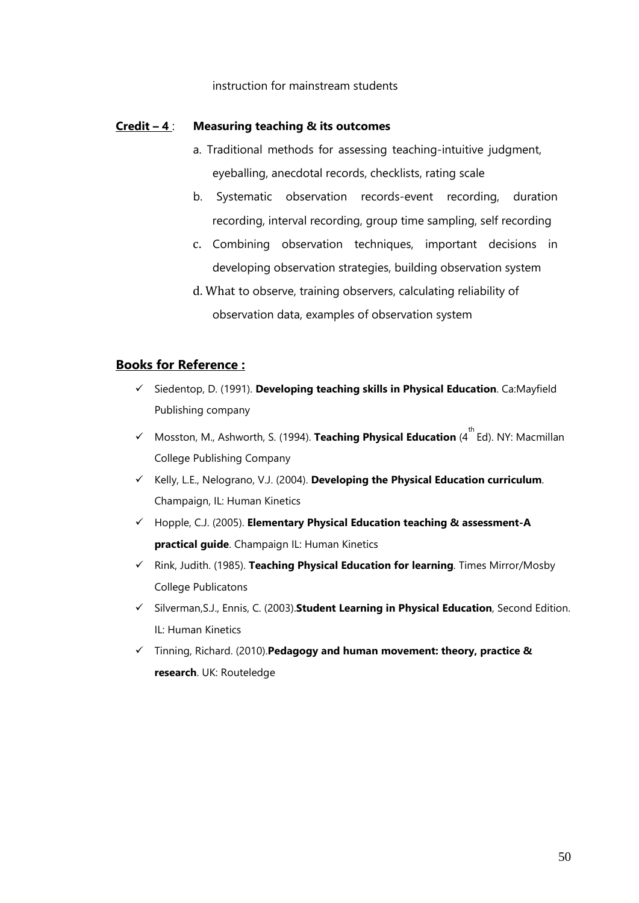instruction for mainstream students

**Credit – 4** : **Measuring teaching & its outcomes**

a. Traditional methods for assessing teaching-intuitive judgment, eyeballing, anecdotal records, checklists, rating scale

b. Systematic observation records-event recording, duration recording, interval recording, group time sampling, self recording

c. Combining observation techniques, important decisions in developing observation strategies, building observation system

d. What to observe, training observers, calculating reliability of observation data, examples of observation system

## Books for Reference :

- ✓ Siedentop, D. (1991). **Developing teaching skills in Physical Education**. Ca:Mayfield Publishing company
- ✓ Mosston, M., Ashworth, S. (1994). **Teaching Physical Education** (4th Ed). NY: Macmillan College Publishing Company
- ✓ Kelly, L.E., Nelograno, V.J. (2004). **Developing the Physical Education curriculum**. Champaign, IL: Human Kinetics
- ✓ Hopple, C.J. (2005). **Elementary Physical Education teaching & assessment-A practical guide**. Champaign IL: Human Kinetics
- ✓ Rink, Judith. (1985). **Teaching Physical Education for learning**. Times Mirror/Mosby College Publicatons
- ✓ Silverman,S.J., Ennis, C. (2003).**Student Learning in Physical Education**, Second Edition. IL: Human Kinetics
- ✓ Tinning, Richard. (2010).**Pedagogy and human movement: theory, practice & research**. UK: Routeledge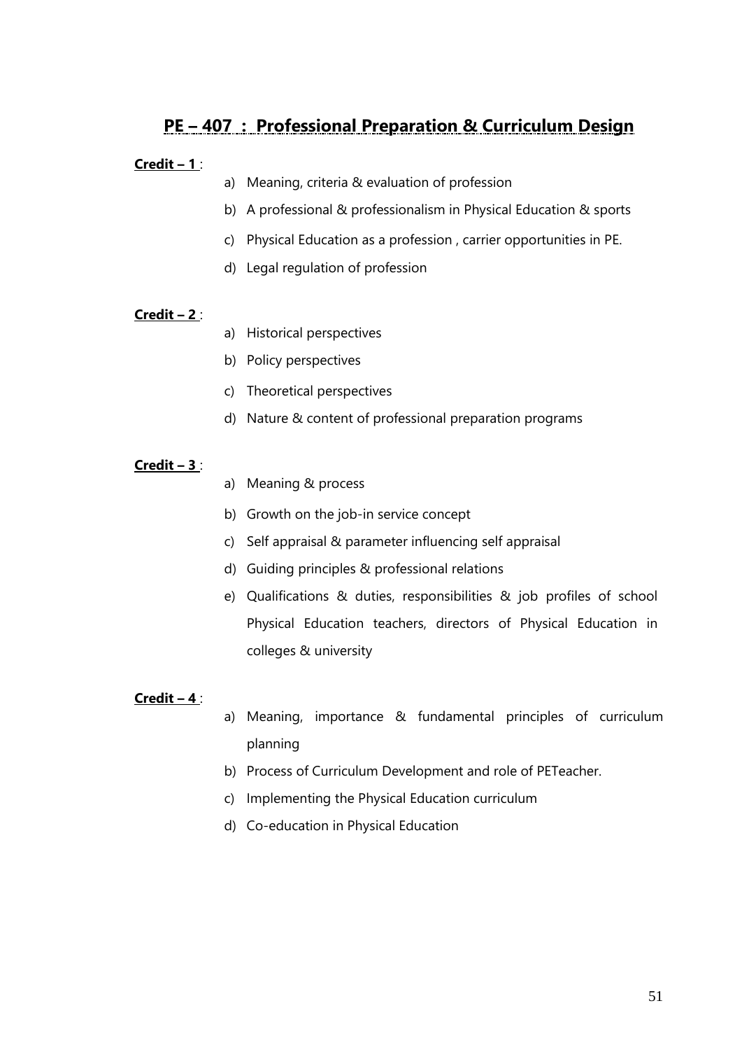## PE – 407 : Professional Preparation & Curriculum Design

**Credit – 1** :

a) Meaning, criteria & evaluation of profession

b) A professional & professionalism in Physical Education & sports

c) Physical Education as a profession , carrier opportunities in PE.

d) Legal regulation of profession

**Credit – 2** :

a) Historical perspectives

b) Policy perspectives

c) Theoretical perspectives

d) Nature & content of professional preparation programs

**Credit – 3** :

a) Meaning & process

b) Growth on the job-in service concept

c) Self appraisal & parameter influencing self appraisal

d) Guiding principles & professional relations

e) Qualifications & duties, responsibilities & job profiles of school Physical Education teachers, directors of Physical Education in colleges & university

**Credit – 4** :

a) Meaning, importance & fundamental principles of curriculum planning

b) Process of Curriculum Development and role of PETeacher.

c) Implementing the Physical Education curriculum

d) Co-education in Physical Education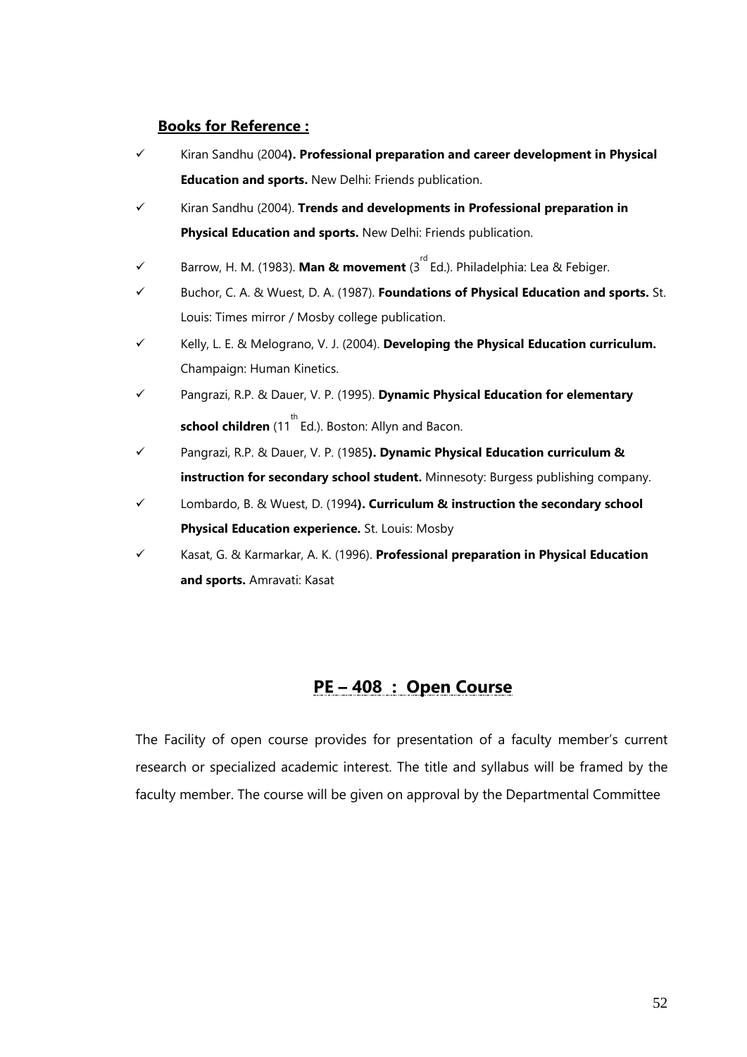**Books for Reference :**

- ✓ Kiran Sandhu (2004**). Professional preparation and career development in Physical Education and sports.** New Delhi: Friends publication.
- ✓ Kiran Sandhu (2004). **Trends and developments in Professional preparation in Physical Education and sports.** New Delhi: Friends publication.
- ✓ Barrow, H. M. (1983). **Man & movement** (3rd Ed.). Philadelphia: Lea & Febiger.
- ✓ Buchor, C. A. & Wuest, D. A. (1987). **Foundations of Physical Education and sports.** St. Louis: Times mirror / Mosby college publication.
- ✓ Kelly, L. E. & Melograno, V. J. (2004). **Developing the Physical Education curriculum.** Champaign: Human Kinetics.
- ✓ Pangrazi, R.P. & Dauer, V. P. (1995). **Dynamic Physical Education for elementary school children** (11th Ed.). Boston: Allyn and Bacon.
- ✓ Pangrazi, R.P. & Dauer, V. P. (1985**). Dynamic Physical Education curriculum & instruction for secondary school student.** Minnesoty: Burgess publishing company.
- ✓ Lombardo, B. & Wuest, D. (1994**). Curriculum & instruction the secondary school Physical Education experience.** St. Louis: Mosby
- ✓ Kasat, G. & Karmarkar, A. K. (1996). **Professional preparation in Physical Education and sports.** Amravati: Kasat

## PE – 408 : Open Course

The Facility of open course provides for presentation of a faculty member's current research or specialized academic interest. The title and syllabus will be framed by the faculty member. The course will be given on approval by the Departmental Committee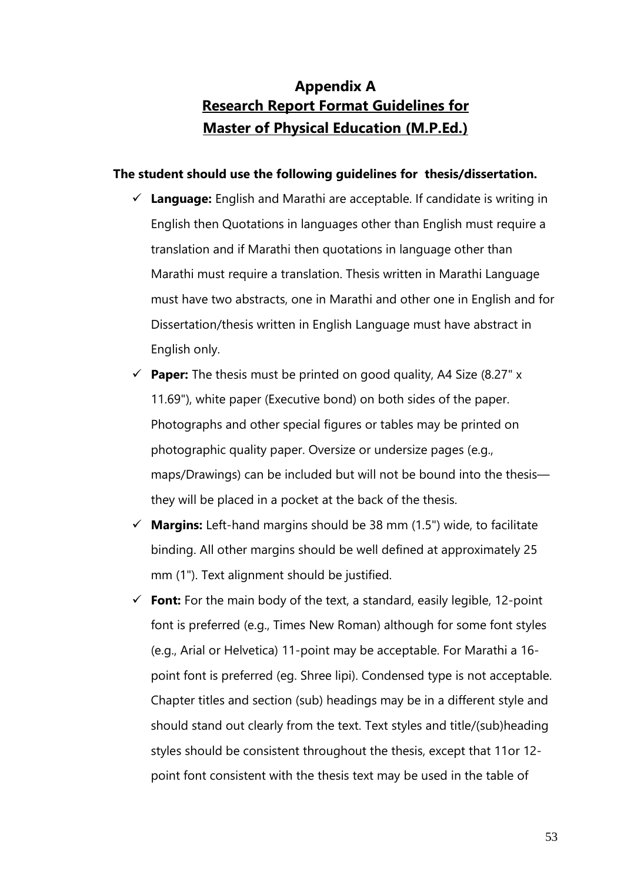# Appendix A
## Research Report Format Guidelines for Master of Physical Education (M.P.Ed.)

**The student should use the following guidelines for thesis/dissertation.**

- ✓ **Language:** English and Marathi are acceptable. If candidate is writing in English then Quotations in languages other than English must require a translation and if Marathi then quotations in language other than Marathi must require a translation. Thesis written in Marathi Language must have two abstracts, one in Marathi and other one in English and for Dissertation/thesis written in English Language must have abstract in English only.
- ✓ **Paper:** The thesis must be printed on good quality, A4 Size (8.27" x 11.69"), white paper (Executive bond) on both sides of the paper. Photographs and other special figures or tables may be printed on photographic quality paper. Oversize or undersize pages (e.g., maps/Drawings) can be included but will not be bound into the thesis—they will be placed in a pocket at the back of the thesis.
- ✓ **Margins:** Left-hand margins should be 38 mm (1.5") wide, to facilitate binding. All other margins should be well defined at approximately 25 mm (1"). Text alignment should be justified.
- ✓ **Font:** For the main body of the text, a standard, easily legible, 12-point font is preferred (e.g., Times New Roman) although for some font styles (e.g., Arial or Helvetica) 11-point may be acceptable. For Marathi a 16-point font is preferred (eg. Shree lipi). Condensed type is not acceptable. Chapter titles and section (sub) headings may be in a different style and should stand out clearly from the text. Text styles and title/(sub)heading styles should be consistent throughout the thesis, except that 11or 12-point font consistent with the thesis text may be used in the table of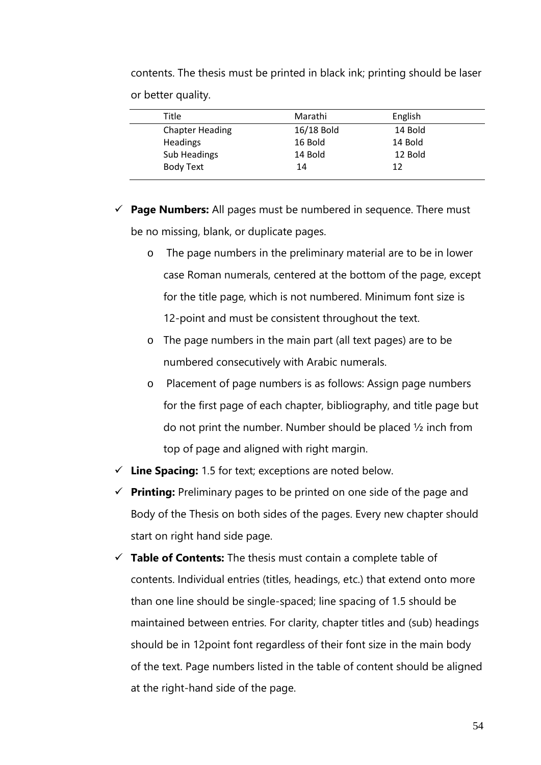contents. The thesis must be printed in black ink; printing should be laser or better quality.

| Title | Marathi | English |
|---|---|---|
| Chapter Heading | 16/18 Bold | 14 Bold |
| Headings | 16 Bold | 14 Bold |
| Sub Headings | 14 Bold | 12 Bold |
| Body Text | 14 | 12 |

- ✓ **Page Numbers:** All pages must be numbered in sequence. There must be no missing, blank, or duplicate pages.
  - o The page numbers in the preliminary material are to be in lower case Roman numerals, centered at the bottom of the page, except for the title page, which is not numbered. Minimum font size is 12-point and must be consistent throughout the text.
  - o The page numbers in the main part (all text pages) are to be numbered consecutively with Arabic numerals.
  - o Placement of page numbers is as follows: Assign page numbers for the first page of each chapter, bibliography, and title page but do not print the number. Number should be placed ½ inch from top of page and aligned with right margin.
- ✓ **Line Spacing:** 1.5 for text; exceptions are noted below.
- ✓ **Printing:** Preliminary pages to be printed on one side of the page and Body of the Thesis on both sides of the pages. Every new chapter should start on right hand side page.
- ✓ **Table of Contents:** The thesis must contain a complete table of contents. Individual entries (titles, headings, etc.) that extend onto more than one line should be single-spaced; line spacing of 1.5 should be maintained between entries. For clarity, chapter titles and (sub) headings should be in 12point font regardless of their font size in the main body of the text. Page numbers listed in the table of content should be aligned at the right-hand side of the page.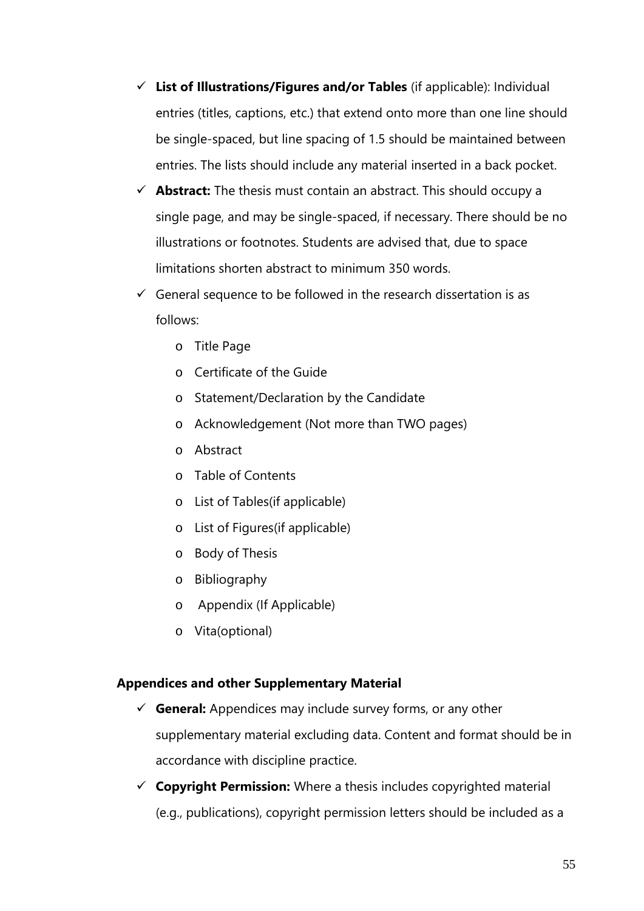- **List of Illustrations/Figures and/or Tables** (if applicable): Individual entries (titles, captions, etc.) that extend onto more than one line should be single-spaced, but line spacing of 1.5 should be maintained between entries. The lists should include any material inserted in a back pocket.
- **Abstract:** The thesis must contain an abstract. This should occupy a single page, and may be single-spaced, if necessary. There should be no illustrations or footnotes. Students are advised that, due to space limitations shorten abstract to minimum 350 words.
- General sequence to be followed in the research dissertation is as follows:
    - Title Page
    - Certificate of the Guide
    - Statement/Declaration by the Candidate
    - Acknowledgement (Not more than TWO pages)
    - Abstract
    - Table of Contents
    - List of Tables(if applicable)
    - List of Figures(if applicable)
    - Body of Thesis
    - Bibliography
    - Appendix (If Applicable)
    - Vita(optional)

**Appendices and other Supplementary Material**

- **General:** Appendices may include survey forms, or any other supplementary material excluding data. Content and format should be in accordance with discipline practice.
- **Copyright Permission:** Where a thesis includes copyrighted material (e.g., publications), copyright permission letters should be included as a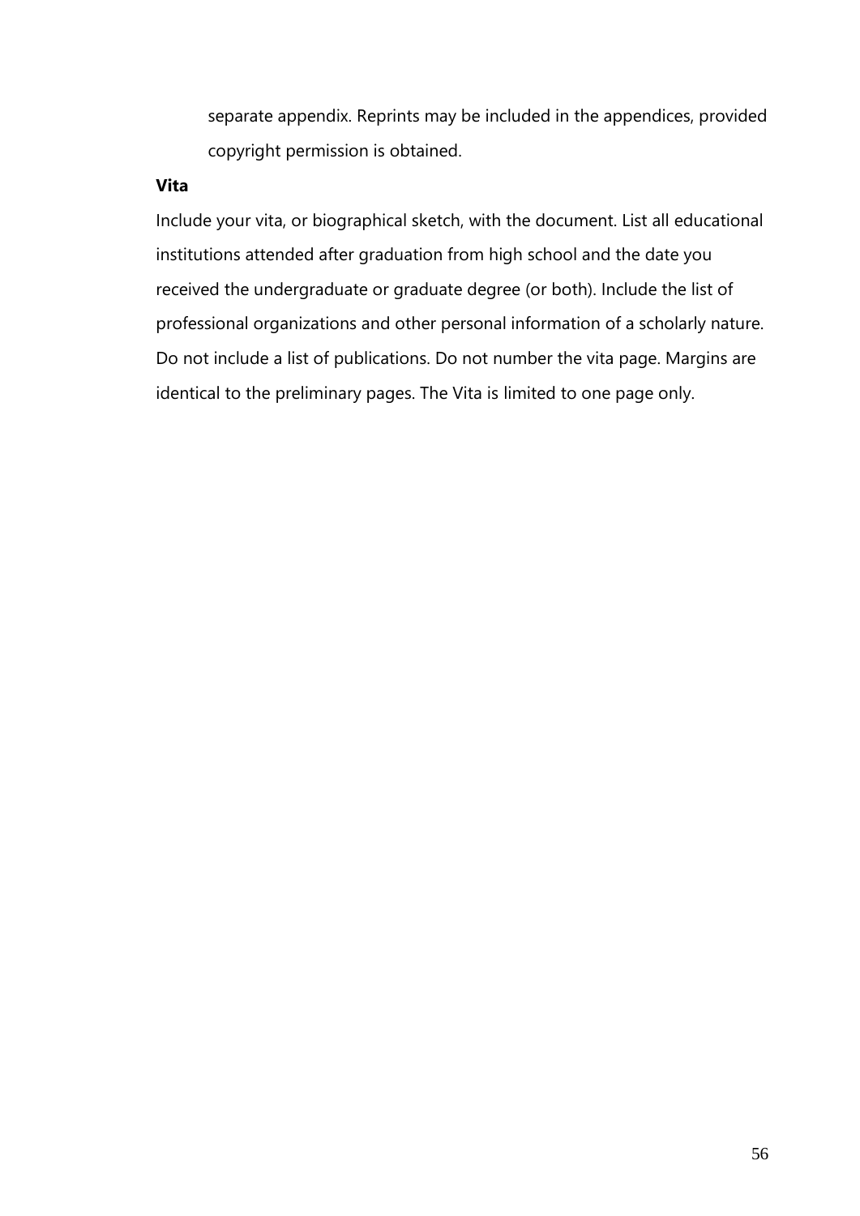separate appendix. Reprints may be included in the appendices, provided copyright permission is obtained.

**Vita**

Include your vita, or biographical sketch, with the document. List all educational institutions attended after graduation from high school and the date you received the undergraduate or graduate degree (or both). Include the list of professional organizations and other personal information of a scholarly nature. Do not include a list of publications. Do not number the vita page. Margins are identical to the preliminary pages. The Vita is limited to one page only.